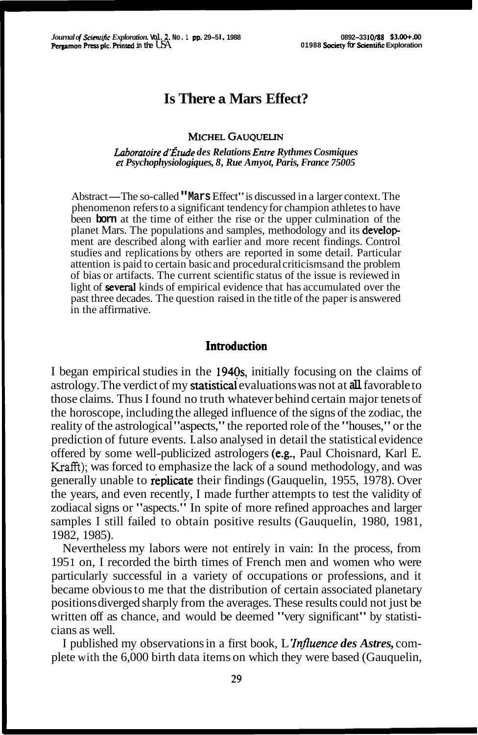# Is There a Mars Effect?

MICHEL GAUQUELIN

*Laboratoire d'Étude des Relations Entre Rythmes Cosmiques et Psychophysiologiques, 8, Rue Amyot, Paris, France 75005*

Abstract—The so-called "Mars Effect" is discussed in a larger context. The phenomenon refers to a significant tendency for champion athletes to have been born at the time of either the rise or the upper culmination of the planet Mars. The populations and samples, methodology and its development are described along with earlier and more recent findings. Control studies and replications by others are reported in some detail. Particular attention is paid to certain basic and procedural criticisms and the problem of bias or artifacts. The current scientific status of the issue is reviewed in light of several kinds of empirical evidence that has accumulated over the past three decades. The question raised in the title of the paper is answered in the affirmative.

## Introduction

I began empirical studies in the 1940s, initially focusing on the claims of astrology. The verdict of my statistical evaluations was not at all favorable to those claims. Thus I found no truth whatever behind certain major tenets of the horoscope, including the alleged influence of the signs of the zodiac, the reality of the astrological "aspects," the reported role of the "houses," or the prediction of future events. I also analysed in detail the statistical evidence offered by some well-publicized astrologers (e.g., Paul Choisnard, Karl E. Krafft); was forced to emphasize the lack of a sound methodology, and was generally unable to replicate their findings (Gauquelin, 1955, 1978). Over the years, and even recently, I made further attempts to test the validity of zodiacal signs or "aspects." In spite of more refined approaches and larger samples I still failed to obtain positive results (Gauquelin, 1980, 1981, 1982, 1985).

Nevertheless my labors were not entirely in vain: In the process, from 1951 on, I recorded the birth times of French men and women who were particularly successful in a variety of occupations or professions, and it became obvious to me that the distribution of certain associated planetary positions diverged sharply from the averages. These results could not just be written off as chance, and would be deemed "very significant" by statisticians as well.

I published my observations in a first book, *L'Influence des Astres,* complete with the 6,000 birth data items on which they were based (Gauquelin,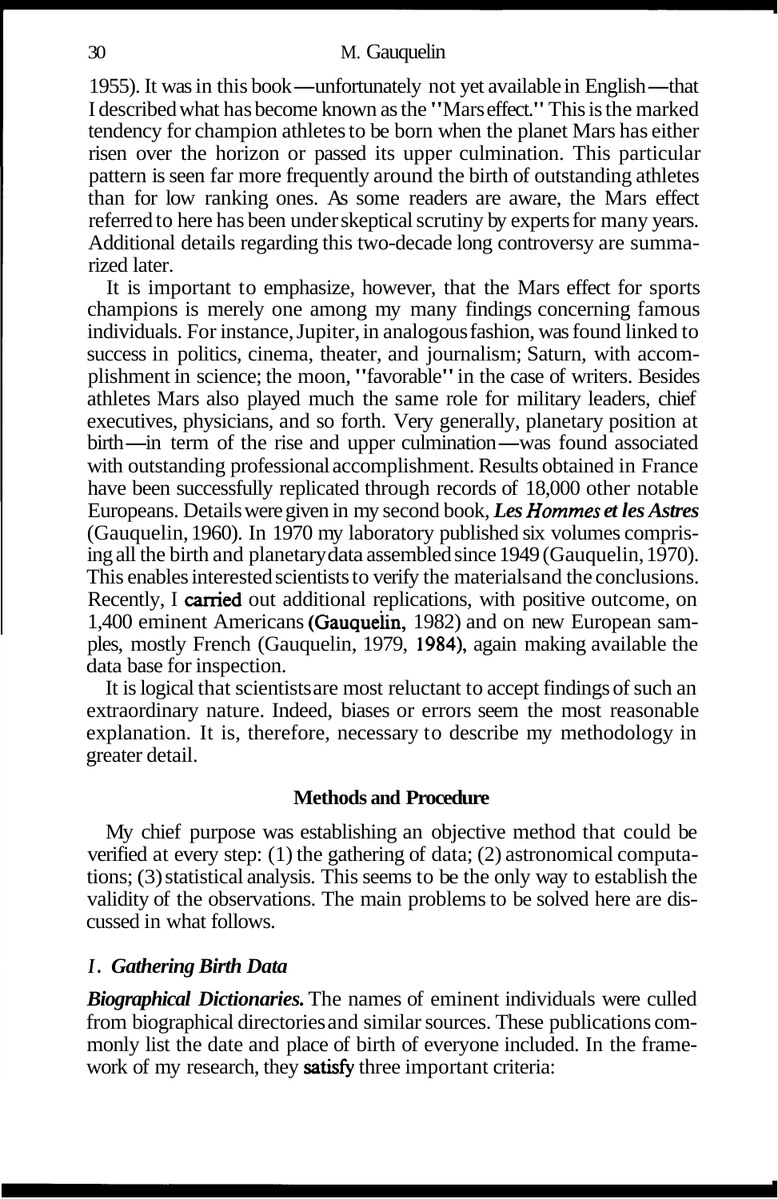1955). It was in this book—unfortunately not yet available in English—that I described what has become known as the "Mars effect." This is the marked tendency for champion athletes to be born when the planet Mars has either risen over the horizon or passed its upper culmination. This particular pattern is seen far more frequently around the birth of outstanding athletes than for low ranking ones. As some readers are aware, the Mars effect referred to here has been under skeptical scrutiny by experts for many years. Additional details regarding this two-decade long controversy are summarized later.

It is important to emphasize, however, that the Mars effect for sports champions is merely one among my many findings concerning famous individuals. For instance, Jupiter, in analogous fashion, was found linked to success in politics, cinema, theater, and journalism; Saturn, with accomplishment in science; the moon, "favorable" in the case of writers. Besides athletes Mars also played much the same role for military leaders, chief executives, physicians, and so forth. Very generally, planetary position at birth—in term of the rise and upper culmination—was found associated with outstanding professional accomplishment. Results obtained in France have been successfully replicated through records of 18,000 other notable Europeans. Details were given in my second book, ***Les Hommes et les Astres*** (Gauquelin, 1960). In 1970 my laboratory published six volumes comprising all the birth and planetary data assembled since 1949 (Gauquelin, 1970). This enables interested scientists to verify the materials and the conclusions. Recently, I carried out additional replications, with positive outcome, on 1,400 eminent Americans (Gauquelin, 1982) and on new European samples, mostly French (Gauquelin, 1979, 1984), again making available the data base for inspection.

It is logical that scientists are most reluctant to accept findings of such an extraordinary nature. Indeed, biases or errors seem the most reasonable explanation. It is, therefore, necessary to describe my methodology in greater detail.

## Methods and Procedure

My chief purpose was establishing an objective method that could be verified at every step: (1) the gathering of data; (2) astronomical computations; (3) statistical analysis. This seems to be the only way to establish the validity of the observations. The main problems to be solved here are discussed in what follows.

### *1. Gathering Birth Data*

***Biographical Dictionaries.*** The names of eminent individuals were culled from biographical directories and similar sources. These publications commonly list the date and place of birth of everyone included. In the framework of my research, they satisfy three important criteria: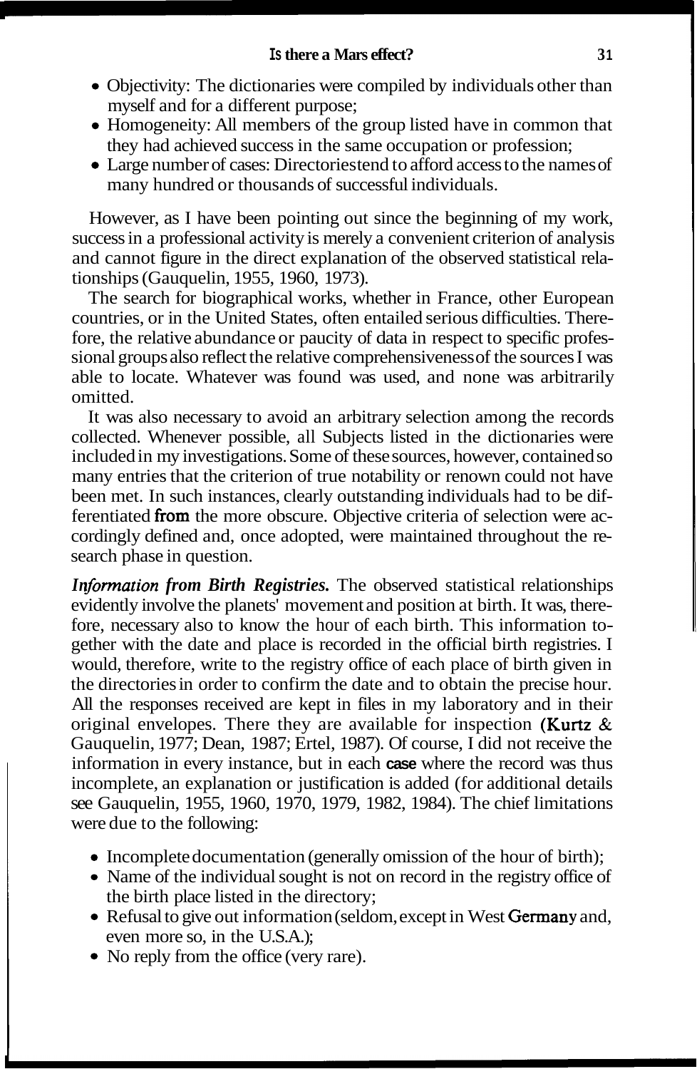- Objectivity: The dictionaries were compiled by individuals other than myself and for a different purpose;
- Homogeneity: All members of the group listed have in common that they had achieved success in the same occupation or profession;
- Large number of cases: Directories tend to afford access to the names of many hundred or thousands of successful individuals.

However, as I have been pointing out since the beginning of my work, success in a professional activity is merely a convenient criterion of analysis and cannot figure in the direct explanation of the observed statistical relationships (Gauquelin, 1955, 1960, 1973).

The search for biographical works, whether in France, other European countries, or in the United States, often entailed serious difficulties. Therefore, the relative abundance or paucity of data in respect to specific professional groups also reflect the relative comprehensiveness of the sources I was able to locate. Whatever was found was used, and none was arbitrarily omitted.

It was also necessary to avoid an arbitrary selection among the records collected. Whenever possible, all Subjects listed in the dictionaries were included in my investigations. Some of these sources, however, contained so many entries that the criterion of true notability or renown could not have been met. In such instances, clearly outstanding individuals had to be differentiated from the more obscure. Objective criteria of selection were accordingly defined and, once adopted, were maintained throughout the research phase in question.

***Information from Birth Registries.*** The observed statistical relationships evidently involve the planets' movement and position at birth. It was, therefore, necessary also to know the hour of each birth. This information together with the date and place is recorded in the official birth registries. I would, therefore, write to the registry office of each place of birth given in the directories in order to confirm the date and to obtain the precise hour. All the responses received are kept in files in my laboratory and in their original envelopes. There they are available for inspection (Kurtz & Gauquelin, 1977; Dean, 1987; Ertel, 1987). Of course, I did not receive the information in every instance, but in each case where the record was thus incomplete, an explanation or justification is added (for additional details see Gauquelin, 1955, 1960, 1970, 1979, 1982, 1984). The chief limitations were due to the following:

- Incomplete documentation (generally omission of the hour of birth);
- Name of the individual sought is not on record in the registry office of the birth place listed in the directory;
- Refusal to give out information (seldom, except in West Germany and, even more so, in the U.S.A.);
- No reply from the office (very rare).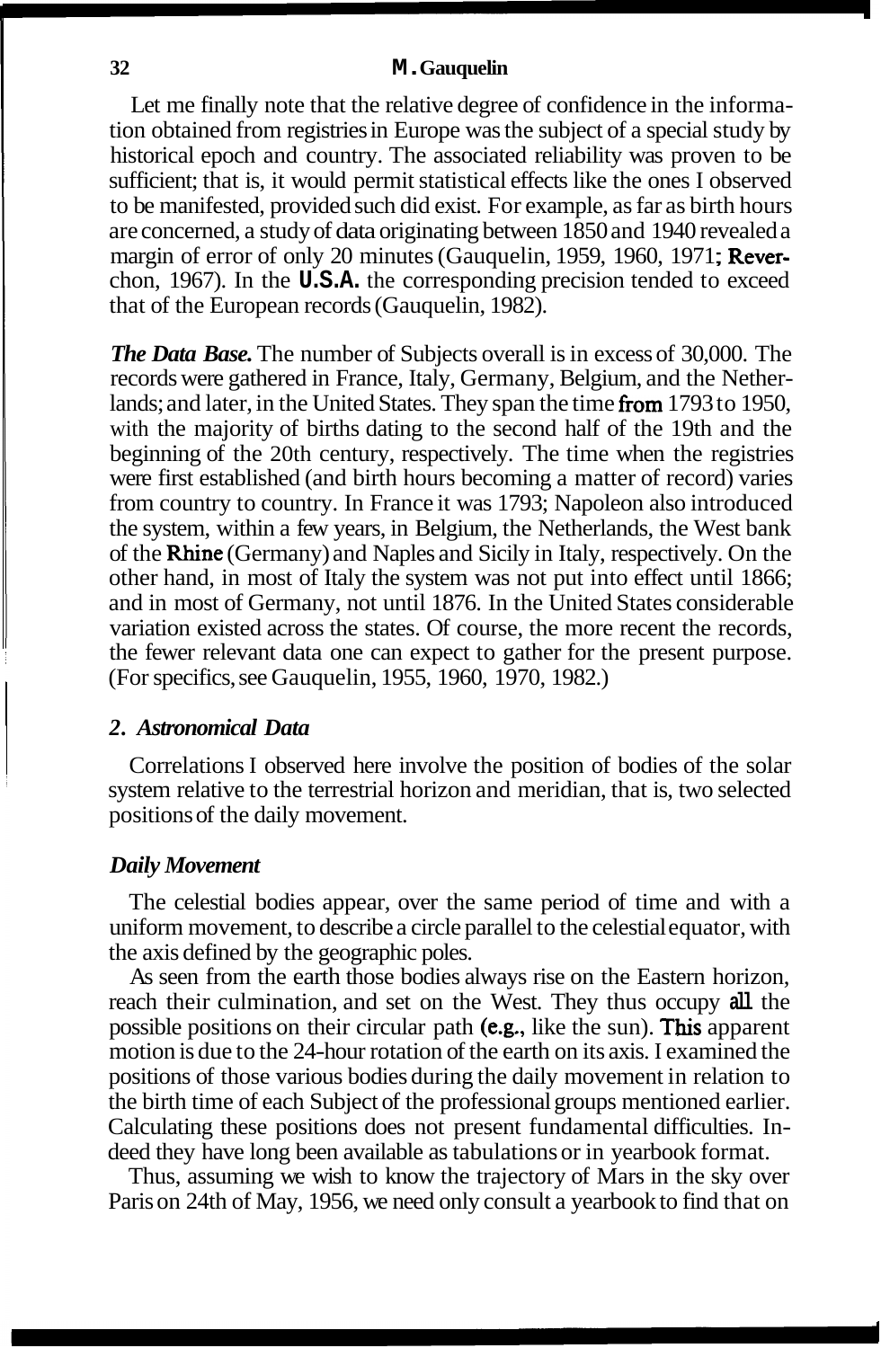Let me finally note that the relative degree of confidence in the information obtained from registries in Europe was the subject of a special study by historical epoch and country. The associated reliability was proven to be sufficient; that is, it would permit statistical effects like the ones I observed to be manifested, provided such did exist. For example, as far as birth hours are concerned, a study of data originating between 1850 and 1940 revealed a margin of error of only 20 minutes (Gauquelin, 1959, 1960, 1971; Reverchon, 1967). In the **U.S.A.** the corresponding precision tended to exceed that of the European records (Gauquelin, 1982).

***The Data Base.*** The number of Subjects overall is in excess of 30,000. The records were gathered in France, Italy, Germany, Belgium, and the Netherlands; and later, in the United States. They span the time from 1793 to 1950, with the majority of births dating to the second half of the 19th and the beginning of the 20th century, respectively. The time when the registries were first established (and birth hours becoming a matter of record) varies from country to country. In France it was 1793; Napoleon also introduced the system, within a few years, in Belgium, the Netherlands, the West bank of the Rhine (Germany) and Naples and Sicily in Italy, respectively. On the other hand, in most of Italy the system was not put into effect until 1866; and in most of Germany, not until 1876. In the United States considerable variation existed across the states. Of course, the more recent the records, the fewer relevant data one can expect to gather for the present purpose. (For specifics, see Gauquelin, 1955, 1960, 1970, 1982.)

## *2. Astronomical Data*

Correlations I observed here involve the position of bodies of the solar system relative to the terrestrial horizon and meridian, that is, two selected positions of the daily movement.

### *Daily Movement*

The celestial bodies appear, over the same period of time and with a uniform movement, to describe a circle parallel to the celestial equator, with the axis defined by the geographic poles.

As seen from the earth those bodies always rise on the Eastern horizon, reach their culmination, and set on the West. They thus occupy all the possible positions on their circular path (e.g., like the sun). This apparent motion is due to the 24-hour rotation of the earth on its axis. I examined the positions of those various bodies during the daily movement in relation to the birth time of each Subject of the professional groups mentioned earlier. Calculating these positions does not present fundamental difficulties. Indeed they have long been available as tabulations or in yearbook format.

Thus, assuming we wish to know the trajectory of Mars in the sky over Paris on 24th of May, 1956, we need only consult a yearbook to find that on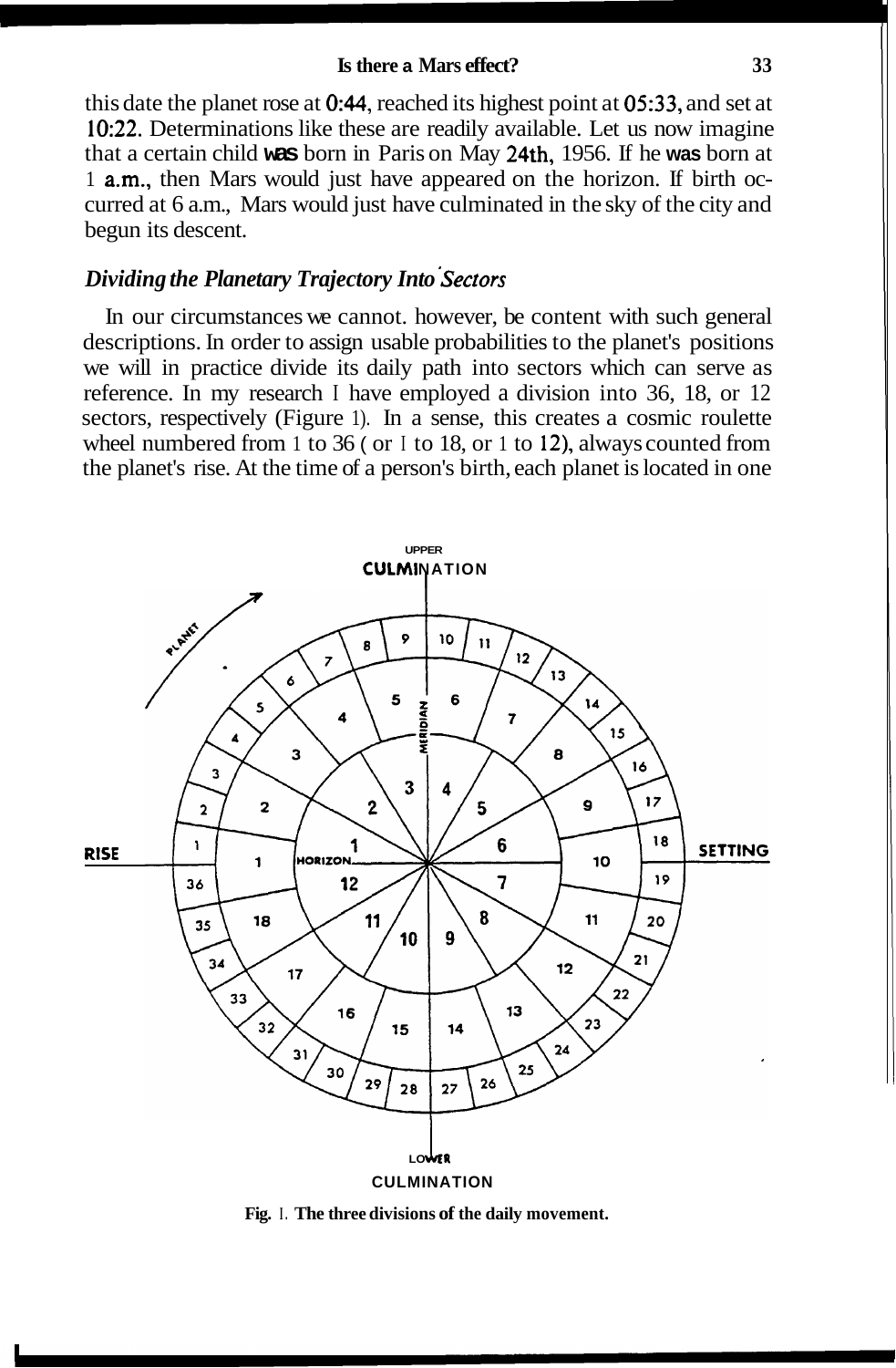this date the planet rose at 0:44, reached its highest point at 05:33, and set at 10:22. Determinations like these are readily available. Let us now imagine that a certain child was born in Paris on May 24th, 1956. If he was born at 1 a.m., then Mars would just have appeared on the horizon. If birth occurred at 6 a.m., Mars would just have culminated in the sky of the city and begun its descent.

### *Dividing the Planetary Trajectory Into Sectors*

In our circumstances we cannot. however, be content with such general descriptions. In order to assign usable probabilities to the planet's positions we will in practice divide its daily path into sectors which can serve as reference. In my research I have employed a division into 36, 18, or 12 sectors, respectively (Figure 1). In a sense, this creates a cosmic roulette wheel numbered from 1 to 36 ( or 1 to 18, or 1 to 12), always counted from the planet's rise. At the time of a person's birth, each planet is located in one

**Fig. 1. The three divisions of the daily movement.**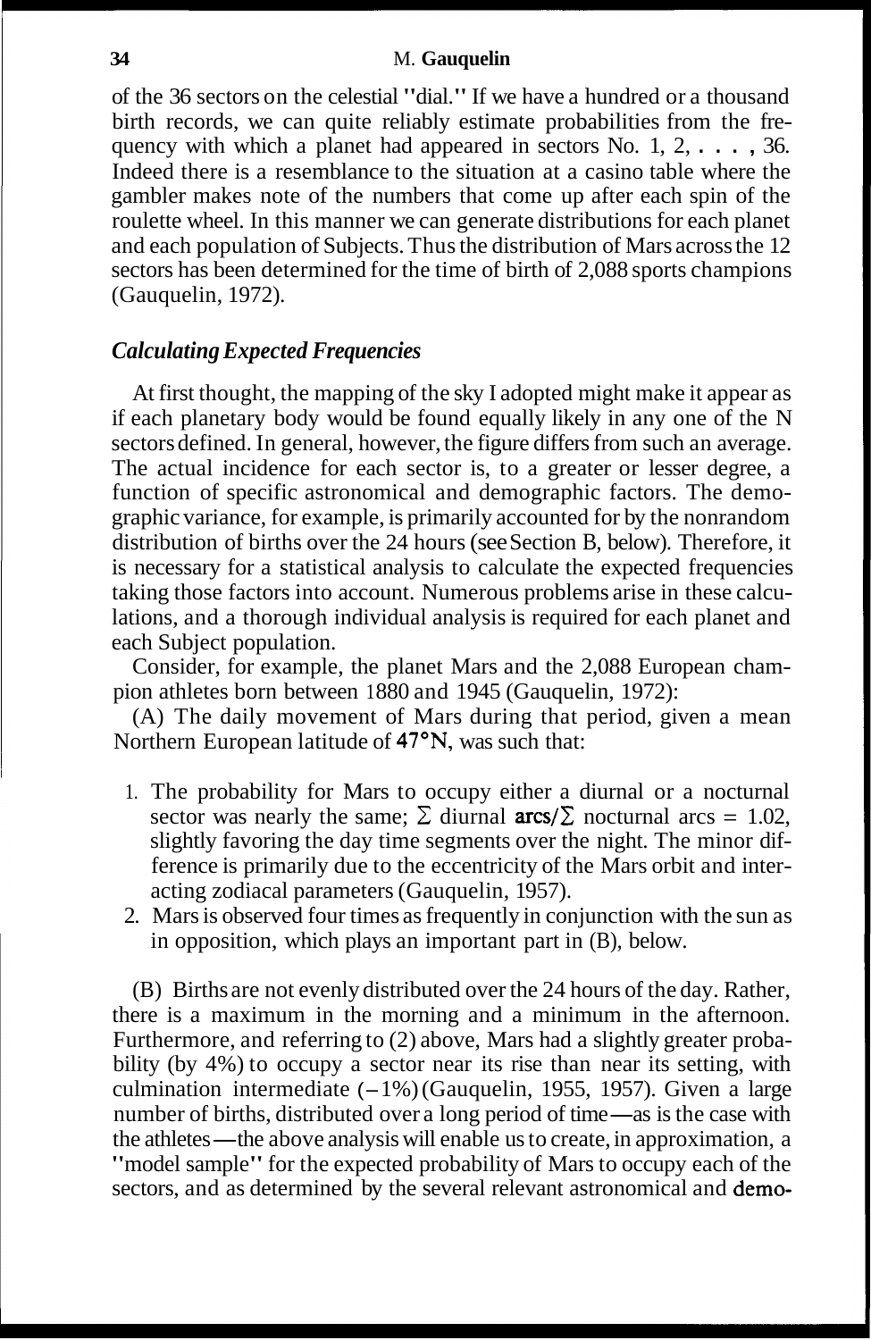of the 36 sectors on the celestial "dial." If we have a hundred or a thousand birth records, we can quite reliably estimate probabilities from the frequency with which a planet had appeared in sectors No. 1, 2, . . . , 36. Indeed there is a resemblance to the situation at a casino table where the gambler makes note of the numbers that come up after each spin of the roulette wheel. In this manner we can generate distributions for each planet and each population of Subjects. Thus the distribution of Mars across the 12 sectors has been determined for the time of birth of 2,088 sports champions (Gauquelin, 1972).

### *Calculating Expected Frequencies*

At first thought, the mapping of the sky I adopted might make it appear as if each planetary body would be found equally likely in any one of the N sectors defined. In general, however, the figure differs from such an average. The actual incidence for each sector is, to a greater or lesser degree, a function of specific astronomical and demographic factors. The demographic variance, for example, is primarily accounted for by the nonrandom distribution of births over the 24 hours (see Section B, below). Therefore, it is necessary for a statistical analysis to calculate the expected frequencies taking those factors into account. Numerous problems arise in these calculations, and a thorough individual analysis is required for each planet and each Subject population.

Consider, for example, the planet Mars and the 2,088 European champion athletes born between 1880 and 1945 (Gauquelin, 1972):

(A) The daily movement of Mars during that period, given a mean Northern European latitude of 47°N, was such that:

1. The probability for Mars to occupy either a diurnal or a nocturnal sector was nearly the same; $\Sigma$ diurnal arcs/$\Sigma$ nocturnal arcs = 1.02, slightly favoring the day time segments over the night. The minor difference is primarily due to the eccentricity of the Mars orbit and interacting zodiacal parameters (Gauquelin, 1957).
2. Mars is observed four times as frequently in conjunction with the sun as in opposition, which plays an important part in (B), below.

(B) Births are not evenly distributed over the 24 hours of the day. Rather, there is a maximum in the morning and a minimum in the afternoon. Furthermore, and referring to (2) above, Mars had a slightly greater probability (by 4%) to occupy a sector near its rise than near its setting, with culmination intermediate (–1%) (Gauquelin, 1955, 1957). Given a large number of births, distributed over a long period of time—as is the case with the athletes—the above analysis will enable us to create, in approximation, a "model sample" for the expected probability of Mars to occupy each of the sectors, and as determined by the several relevant astronomical and demo-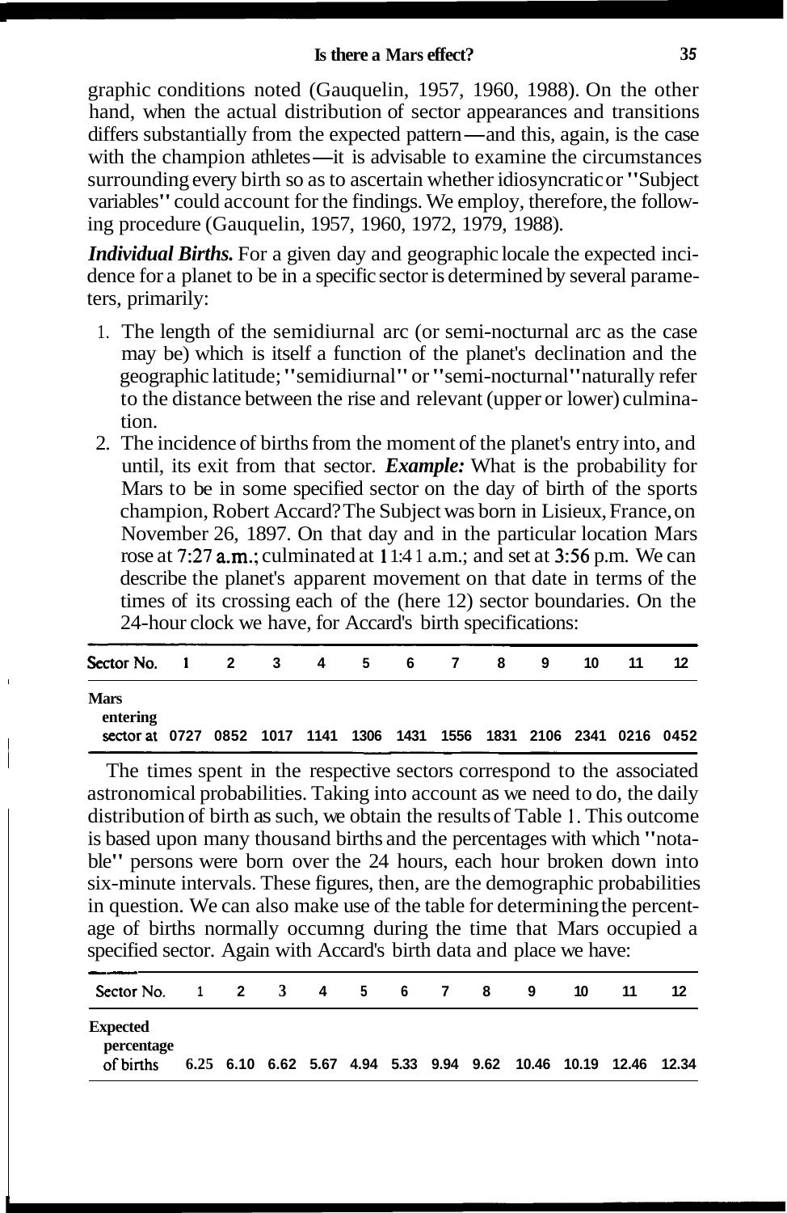graphic conditions noted (Gauquelin, 1957, 1960, 1988). On the other hand, when the actual distribution of sector appearances and transitions differs substantially from the expected pattern—and this, again, is the case with the champion athletes—it is advisable to examine the circumstances surrounding every birth so as to ascertain whether idiosyncratic or "Subject variables" could account for the findings. We employ, therefore, the following procedure (Gauquelin, 1957, 1960, 1972, 1979, 1988).

***Individual Births.*** For a given day and geographic locale the expected incidence for a planet to be in a specific sector is determined by several parameters, primarily:

1. The length of the semidiurnal arc (or semi-nocturnal arc as the case may be) which is itself a function of the planet's declination and the geographic latitude; "semidiurnal" or "semi-nocturnal" naturally refer to the distance between the rise and relevant (upper or lower) culmination.
2. The incidence of births from the moment of the planet's entry into, and until, its exit from that sector. ***Example:*** What is the probability for Mars to be in some specified sector on the day of birth of the sports champion, Robert Accard? The Subject was born in Lisieux, France, on November 26, 1897. On that day and in the particular location Mars rose at 7:27 a.m.; culminated at 11:41 a.m.; and set at 3:56 p.m. We can describe the planet's apparent movement on that date in terms of the times of its crossing each of the (here 12) sector boundaries. On the 24-hour clock we have, for Accard's birth specifications:

| Sector No. | 1 | 2 | 3 | 4 | 5 | 6 | 7 | 8 | 9 | 10 | 11 | 12 |
|---|---|---|---|---|---|---|---|---|---|---|---|---|
| Mars entering sector at | 0727 | 0852 | 1017 | 1141 | 1306 | 1431 | 1556 | 1831 | 2106 | 2341 | 0216 | 0452 |

The times spent in the respective sectors correspond to the associated astronomical probabilities. Taking into account as we need to do, the daily distribution of birth as such, we obtain the results of Table 1. This outcome is based upon many thousand births and the percentages with which "notable" persons were born over the 24 hours, each hour broken down into six-minute intervals. These figures, then, are the demographic probabilities in question. We can also make use of the table for determining the percentage of births normally occumng during the time that Mars occupied a specified sector. Again with Accard's birth data and place we have:

| Sector No. | 1 | 2 | 3 | 4 | 5 | 6 | 7 | 8 | 9 | 10 | 11 | 12 |
|---|---|---|---|---|---|---|---|---|---|---|---|---|
| Expected percentage of births | 6.25 | 6.10 | 6.62 | 5.67 | 4.94 | 5.33 | 9.94 | 9.62 | 10.46 | 10.19 | 12.46 | 12.34 |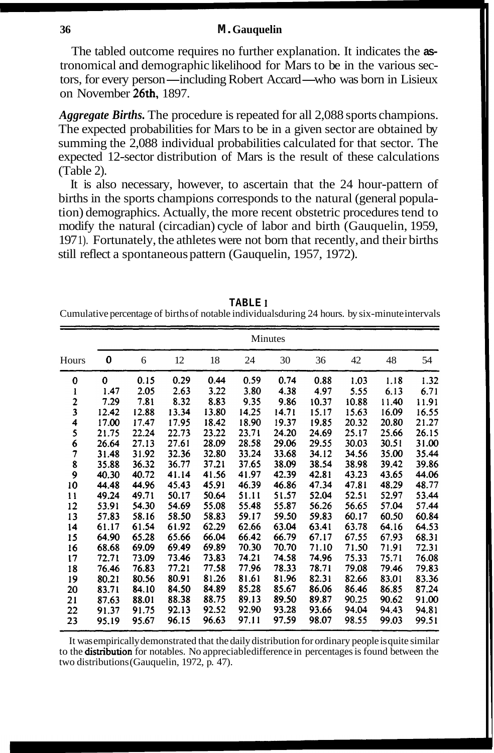The tabled outcome requires no further explanation. It indicates the astronomical and demographic likelihood for Mars to be in the various sectors, for every person—including Robert Accard—who was born in Lisieux on November 26th, 1897.

***Aggregate Births.*** The procedure is repeated for all 2,088 sports champions. The expected probabilities for Mars to be in a given sector are obtained by summing the 2,088 individual probabilities calculated for that sector. The expected 12-sector distribution of Mars is the result of these calculations (Table 2).

It is also necessary, however, to ascertain that the 24 hour-pattern of births in the sports champions corresponds to the natural (general population) demographics. Actually, the more recent obstetric procedures tend to modify the natural (circadian) cycle of labor and birth (Gauquelin, 1959, 1971). Fortunately, the athletes were not born that recently, and their births still reflect a spontaneous pattern (Gauquelin, 1957, 1972).

**TABLE 1**

Cumulative percentage of births of notable individuals during 24 hours, by six-minute intervals

| | Minutes | | | | | | | | | |
|---|---|---|---|---|---|---|---|---|---|---|
| Hours | 0 | 6 | 12 | 18 | 24 | 30 | 36 | 42 | 48 | 54 |
| 0 | 0 | 0.15 | 0.29 | 0.44 | 0.59 | 0.74 | 0.88 | 1.03 | 1.18 | 1.32 |
| 1 | 1.47 | 2.05 | 2.63 | 3.22 | 3.80 | 4.38 | 4.97 | 5.55 | 6.13 | 6.71 |
| 2 | 7.29 | 7.81 | 8.32 | 8.83 | 9.35 | 9.86 | 10.37 | 10.88 | 11.40 | 11.91 |
| 3 | 12.42 | 12.88 | 13.34 | 13.80 | 14.25 | 14.71 | 15.17 | 15.63 | 16.09 | 16.55 |
| 4 | 17.00 | 17.47 | 17.95 | 18.42 | 18.90 | 19.37 | 19.85 | 20.32 | 20.80 | 21.27 |
| 5 | 21.75 | 22.24 | 22.73 | 23.22 | 23.71 | 24.20 | 24.69 | 25.17 | 25.66 | 26.15 |
| 6 | 26.64 | 27.13 | 27.61 | 28.09 | 28.58 | 29.06 | 29.55 | 30.03 | 30.51 | 31.00 |
| 7 | 31.48 | 31.92 | 32.36 | 32.80 | 33.24 | 33.68 | 34.12 | 34.56 | 35.00 | 35.44 |
| 8 | 35.88 | 36.32 | 36.77 | 37.21 | 37.65 | 38.09 | 38.54 | 38.98 | 39.42 | 39.86 |
| 9 | 40.30 | 40.72 | 41.14 | 41.56 | 41.97 | 42.39 | 42.81 | 43.23 | 43.65 | 44.06 |
| 10 | 44.48 | 44.96 | 45.43 | 45.91 | 46.39 | 46.86 | 47.34 | 47.81 | 48.29 | 48.77 |
| 11 | 49.24 | 49.71 | 50.17 | 50.64 | 51.11 | 51.57 | 52.04 | 52.51 | 52.97 | 53.44 |
| 12 | 53.91 | 54.30 | 54.69 | 55.08 | 55.48 | 55.87 | 56.26 | 56.65 | 57.04 | 57.44 |
| 13 | 57.83 | 58.16 | 58.50 | 58.83 | 59.17 | 59.50 | 59.83 | 60.17 | 60.50 | 60.84 |
| 14 | 61.17 | 61.54 | 61.92 | 62.29 | 62.66 | 63.04 | 63.41 | 63.78 | 64.16 | 64.53 |
| 15 | 64.90 | 65.28 | 65.66 | 66.04 | 66.42 | 66.79 | 67.17 | 67.55 | 67.93 | 68.31 |
| 16 | 68.68 | 69.09 | 69.49 | 69.89 | 70.30 | 70.70 | 71.10 | 71.50 | 71.91 | 72.31 |
| 17 | 72.71 | 73.09 | 73.46 | 73.83 | 74.21 | 74.58 | 74.96 | 75.33 | 75.71 | 76.08 |
| 18 | 76.46 | 76.83 | 77.21 | 77.58 | 77.96 | 78.33 | 78.71 | 79.08 | 79.46 | 79.83 |
| 19 | 80.21 | 80.56 | 80.91 | 81.26 | 81.61 | 81.96 | 82.31 | 82.66 | 83.01 | 83.36 |
| 20 | 83.71 | 84.10 | 84.50 | 84.89 | 85.28 | 85.67 | 86.06 | 86.46 | 86.85 | 87.24 |
| 21 | 87.63 | 88.01 | 88.38 | 88.75 | 89.13 | 89.50 | 89.87 | 90.25 | 90.62 | 91.00 |
| 22 | 91.37 | 91.75 | 92.13 | 92.52 | 92.90 | 93.28 | 93.66 | 94.04 | 94.43 | 94.81 |
| 23 | 95.19 | 95.67 | 96.15 | 96.63 | 97.11 | 97.59 | 98.07 | 98.55 | 99.03 | 99.51 |

It was empirically demonstrated that the daily distribution for ordinary people is quite similar to the distribution for notables. No appreciable difference in percentages is found between the two distributions (Gauquelin, 1972, p. 47).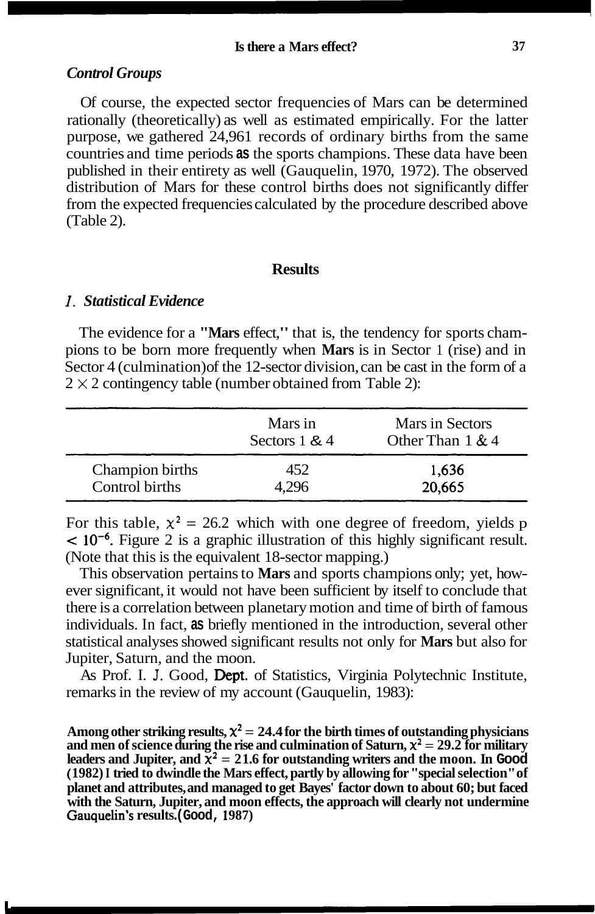### *Control Groups*

Of course, the expected sector frequencies of Mars can be determined rationally (theoretically) as well as estimated empirically. For the latter purpose, we gathered 24,961 records of ordinary births from the same countries and time periods as the sports champions. These data have been published in their entirety as well (Gauquelin, 1970, 1972). The observed distribution of Mars for these control births does not significantly differ from the expected frequencies calculated by the procedure described above (Table 2).

## Results

### *1. Statistical Evidence*

The evidence for a "**Mars** effect," that is, the tendency for sports champions to be born more frequently when **Mars** is in Sector 1 (rise) and in Sector 4 (culmination) of the 12-sector division, can be cast in the form of a $2 \times 2$ contingency table (number obtained from Table 2):

| | Mars in Sectors 1 & 4 | Mars in Sectors Other Than 1 & 4 |
|---|---|---|
| Champion births | 452 | 1,636 |
| Control births | 4,296 | 20,665 |

For this table, $\chi^2 = 26.2$ which with one degree of freedom, yields p $< 10^{-6}$. Figure 2 is a graphic illustration of this highly significant result. (Note that this is the equivalent 18-sector mapping.)

This observation pertains to **Mars** and sports champions only; yet, however significant, it would not have been sufficient by itself to conclude that there is a correlation between planetary motion and time of birth of famous individuals. In fact, as briefly mentioned in the introduction, several other statistical analyses showed significant results not only for **Mars** but also for Jupiter, Saturn, and the moon.

As Prof. I. J. Good, Dept. of Statistics, Virginia Polytechnic Institute, remarks in the review of my account (Gauquelin, 1983):

> **Among other striking results, $\chi^2 = 24.4$ for the birth times of outstanding physicians and men of science during the rise and culmination of Saturn, $\chi^2 = 29.2$ for military leaders and Jupiter, and $\chi^2 = 21.6$ for outstanding writers and the moon. In Good (1982) I tried to dwindle the Mars effect, partly by allowing for "special selection" of planet and attributes, and managed to get Bayes' factor down to about 60; but faced with the Saturn, Jupiter, and moon effects, the approach will clearly not undermine Gauquelin's results. (Good, 1987)**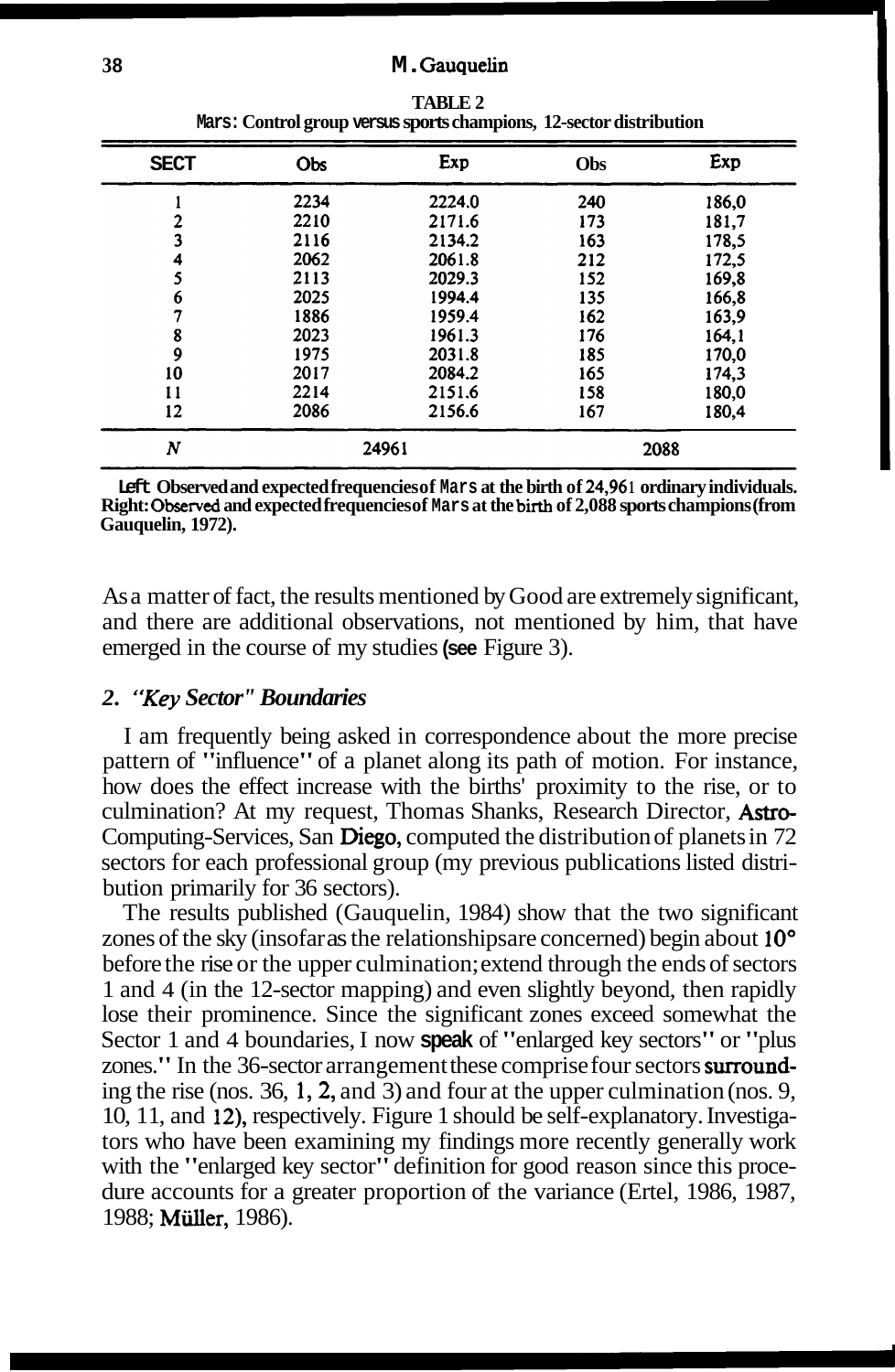**TABLE 2**
**Mars: Control group versus sports champions, 12-sector distribution**

| SECT | Obs | Exp | Obs | Exp |
|---|---|---|---|---|
| 1 | 2234 | 2224.0 | 240 | 186,0 |
| 2 | 2210 | 2171.6 | 173 | 181,7 |
| 3 | 2116 | 2134.2 | 163 | 178,5 |
| 4 | 2062 | 2061.8 | 212 | 172,5 |
| 5 | 2113 | 2029.3 | 152 | 169,8 |
| 6 | 2025 | 1994.4 | 135 | 166,8 |
| 7 | 1886 | 1959.4 | 162 | 163,9 |
| 8 | 2023 | 1961.3 | 176 | 164,1 |
| 9 | 1975 | 2031.8 | 185 | 170,0 |
| 10 | 2017 | 2084.2 | 165 | 174,3 |
| 11 | 2214 | 2151.6 | 158 | 180,0 |
| 12 | 2086 | 2156.6 | 167 | 180,4 |
| *N* | 24961 | | 2088 | |

**Left Observed and expected frequencies of Mars at the birth of 24,961 ordinary individuals. Right: Observed and expected frequencies of Mars at the birth of 2,088 sports champions (from Gauquelin, 1972).**

As a matter of fact, the results mentioned by Good are extremely significant, and there are additional observations, not mentioned by him, that have emerged in the course of my studies (see Figure 3).

## *2. "Key Sector" Boundaries*

I am frequently being asked in correspondence about the more precise pattern of "influence" of a planet along its path of motion. For instance, how does the effect increase with the births' proximity to the rise, or to culmination? At my request, Thomas Shanks, Research Director, Astro-Computing-Services, San Diego, computed the distribution of planets in 72 sectors for each professional group (my previous publications listed distribution primarily for 36 sectors).

The results published (Gauquelin, 1984) show that the two significant zones of the sky (insofar as the relationships are concerned) begin about 10° before the rise or the upper culmination; extend through the ends of sectors 1 and 4 (in the 12-sector mapping) and even slightly beyond, then rapidly lose their prominence. Since the significant zones exceed somewhat the Sector 1 and 4 boundaries, I now speak of "enlarged key sectors" or "plus zones." In the 36-sector arrangement these comprise four sectors surrounding the rise (nos. 36, 1, 2, and 3) and four at the upper culmination (nos. 9, 10, 11, and 12), respectively. Figure 1 should be self-explanatory. Investigators who have been examining my findings more recently generally work with the "enlarged key sector" definition for good reason since this procedure accounts for a greater proportion of the variance (Ertel, 1986, 1987, 1988; Müller, 1986).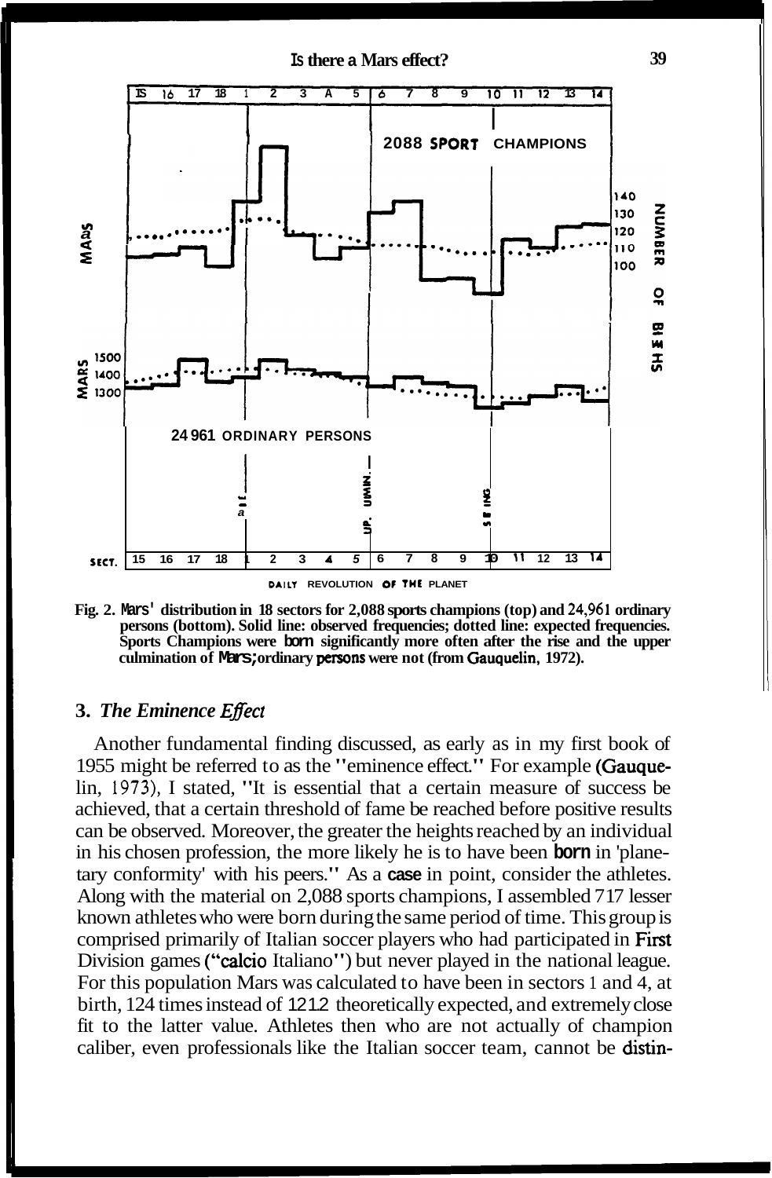Fig. 2. Mars' distribution in 18 sectors for 2,088 sports champions (top) and 24,961 ordinary persons (bottom). Solid line: observed frequencies; dotted line: expected frequencies. Sports Champions were born significantly more often after the rise and the upper culmination of Mars; ordinary persons were not (from Gauquelin, 1972).

### 3. *The Eminence Effect*

Another fundamental finding discussed, as early as in my first book of 1955 might be referred to as the "eminence effect." For example (Gauquelin, 1973), I stated, "It is essential that a certain measure of success be achieved, that a certain threshold of fame be reached before positive results can be observed. Moreover, the greater the heights reached by an individual in his chosen profession, the more likely he is to have been born in 'planetary conformity' with his peers." As a case in point, consider the athletes. Along with the material on 2,088 sports champions, I assembled 717 lesser known athletes who were born during the same period of time. This group is comprised primarily of Italian soccer players who had participated in First Division games ("calcio Italiano") but never played in the national league. For this population Mars was calculated to have been in sectors 1 and 4, at birth, 124 times instead of 121.2 theoretically expected, and extremely close fit to the latter value. Athletes then who are not actually of champion caliber, even professionals like the Italian soccer team, cannot be distin-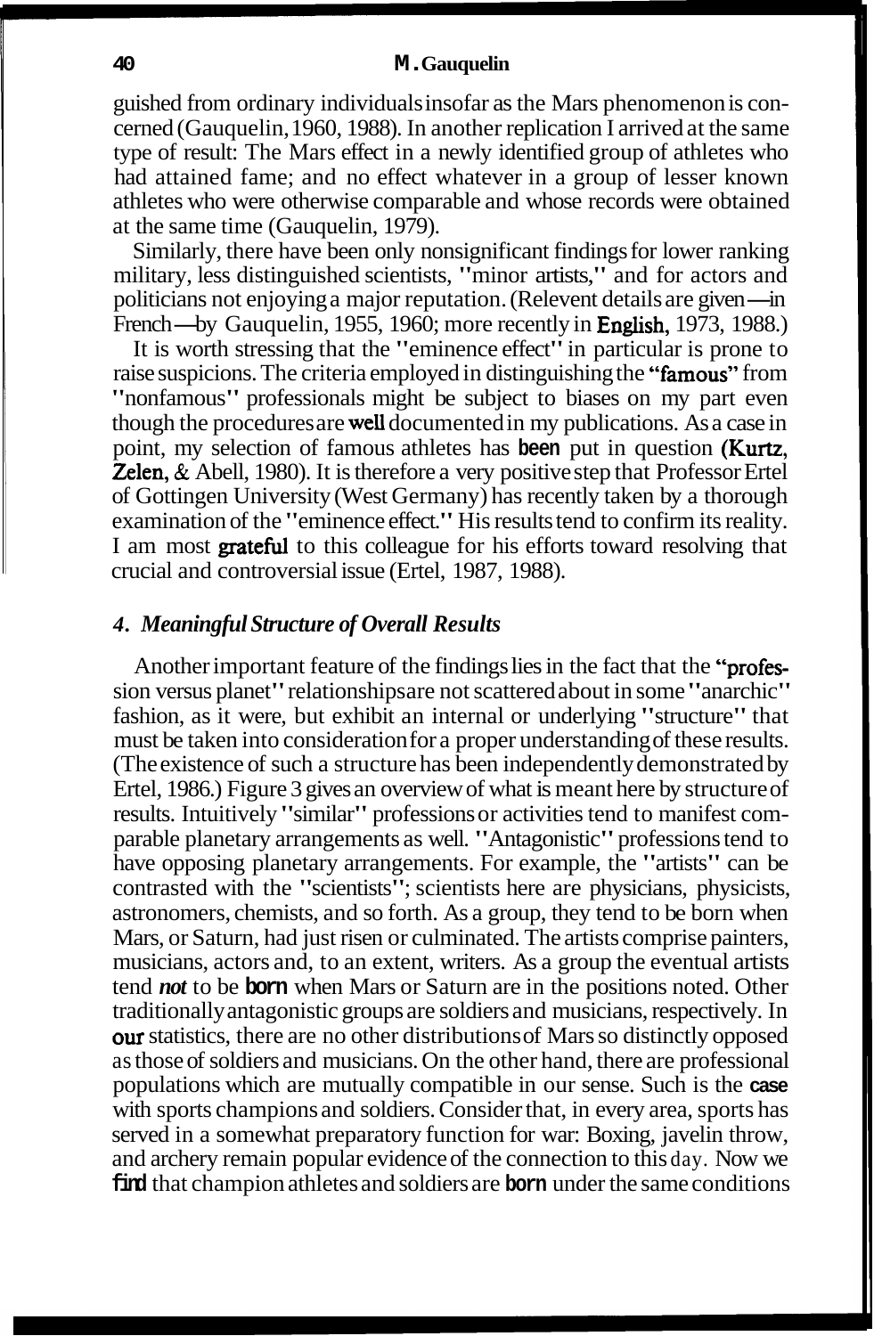guished from ordinary individuals insofar as the Mars phenomenon is concerned (Gauquelin, 1960, 1988). In another replication I arrived at the same type of result: The Mars effect in a newly identified group of athletes who had attained fame; and no effect whatever in a group of lesser known athletes who were otherwise comparable and whose records were obtained at the same time (Gauquelin, 1979).

Similarly, there have been only nonsignificant findings for lower ranking military, less distinguished scientists, "minor artists," and for actors and politicians not enjoying a major reputation. (Relevent details are given—in French—by Gauquelin, 1955, 1960; more recently in English, 1973, 1988.)

It is worth stressing that the "eminence effect" in particular is prone to raise suspicions. The criteria employed in distinguishing the "famous" from "nonfamous" professionals might be subject to biases on my part even though the procedures are well documented in my publications. As a case in point, my selection of famous athletes has been put in question (Kurtz, Zelen, & Abell, 1980). It is therefore a very positive step that Professor Ertel of Gottingen University (West Germany) has recently taken by a thorough examination of the "eminence effect." His results tend to confirm its reality. I am most grateful to this colleague for his efforts toward resolving that crucial and controversial issue (Ertel, 1987, 1988).

### *4. Meaningful Structure of Overall Results*

Another important feature of the findings lies in the fact that the "profession versus planet" relationships are not scattered about in some "anarchic" fashion, as it were, but exhibit an internal or underlying "structure" that must be taken into consideration for a proper understanding of these results. (The existence of such a structure has been independently demonstrated by Ertel, 1986.) Figure 3 gives an overview of what is meant here by structure of results. Intuitively "similar" professions or activities tend to manifest comparable planetary arrangements as well. "Antagonistic" professions tend to have opposing planetary arrangements. For example, the "artists" can be contrasted with the "scientists"; scientists here are physicians, physicists, astronomers, chemists, and so forth. As a group, they tend to be born when Mars, or Saturn, had just risen or culminated. The artists comprise painters, musicians, actors and, to an extent, writers. As a group the eventual artists tend *not* to be born when Mars or Saturn are in the positions noted. Other traditionally antagonistic groups are soldiers and musicians, respectively. In our statistics, there are no other distributions of Mars so distinctly opposed as those of soldiers and musicians. On the other hand, there are professional populations which are mutually compatible in our sense. Such is the case with sports champions and soldiers. Consider that, in every area, sports has served in a somewhat preparatory function for war: Boxing, javelin throw, and archery remain popular evidence of the connection to this day. Now we find that champion athletes and soldiers are born under the same conditions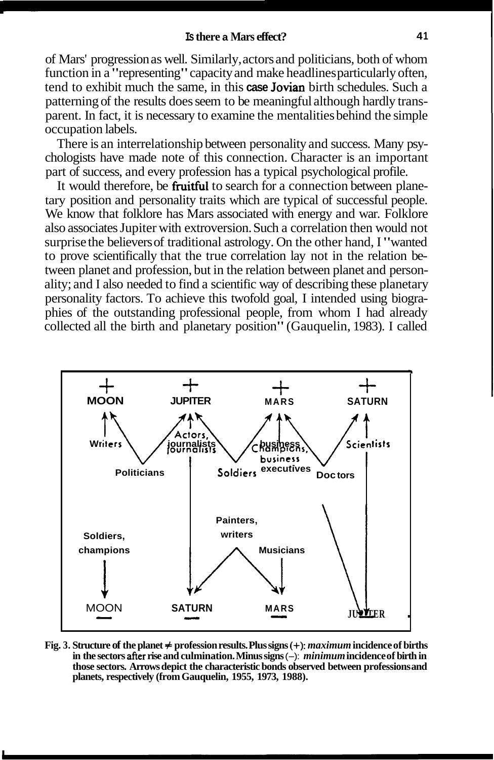of Mars' progression as well. Similarly, actors and politicians, both of whom function in a "representing" capacity and make headlines particularly often, tend to exhibit much the same, in this case Jovian birth schedules. Such a patterning of the results does seem to be meaningful although hardly transparent. In fact, it is necessary to examine the mentalities behind the simple occupation labels.

There is an interrelationship between personality and success. Many psychologists have made note of this connection. Character is an important part of success, and every profession has a typical psychological profile.

It would therefore, be fruitful to search for a connection between planetary position and personality traits which are typical of successful people. We know that folklore has Mars associated with energy and war. Folklore also associates Jupiter with extroversion. Such a correlation then would not surprise the believers of traditional astrology. On the other hand, I "wanted to prove scientifically that the true correlation lay not in the relation between planet and profession, but in the relation between planet and personality; and I also needed to find a scientific way of describing these planetary personality factors. To achieve this twofold goal, I intended using biographies of the outstanding professional people, from whom I had already collected all the birth and planetary position" (Gauquelin, 1983). I called

**Fig. 3. Structure of the planet ≠ profession results. Plus signs (+): *maximum* incidence of births in the sectors after rise and culmination. Minus signs (–): *minimum* incidence of birth in those sectors. Arrows depict the characteristic bonds observed between professions and planets, respectively (from Gauquelin, 1955, 1973, 1988).**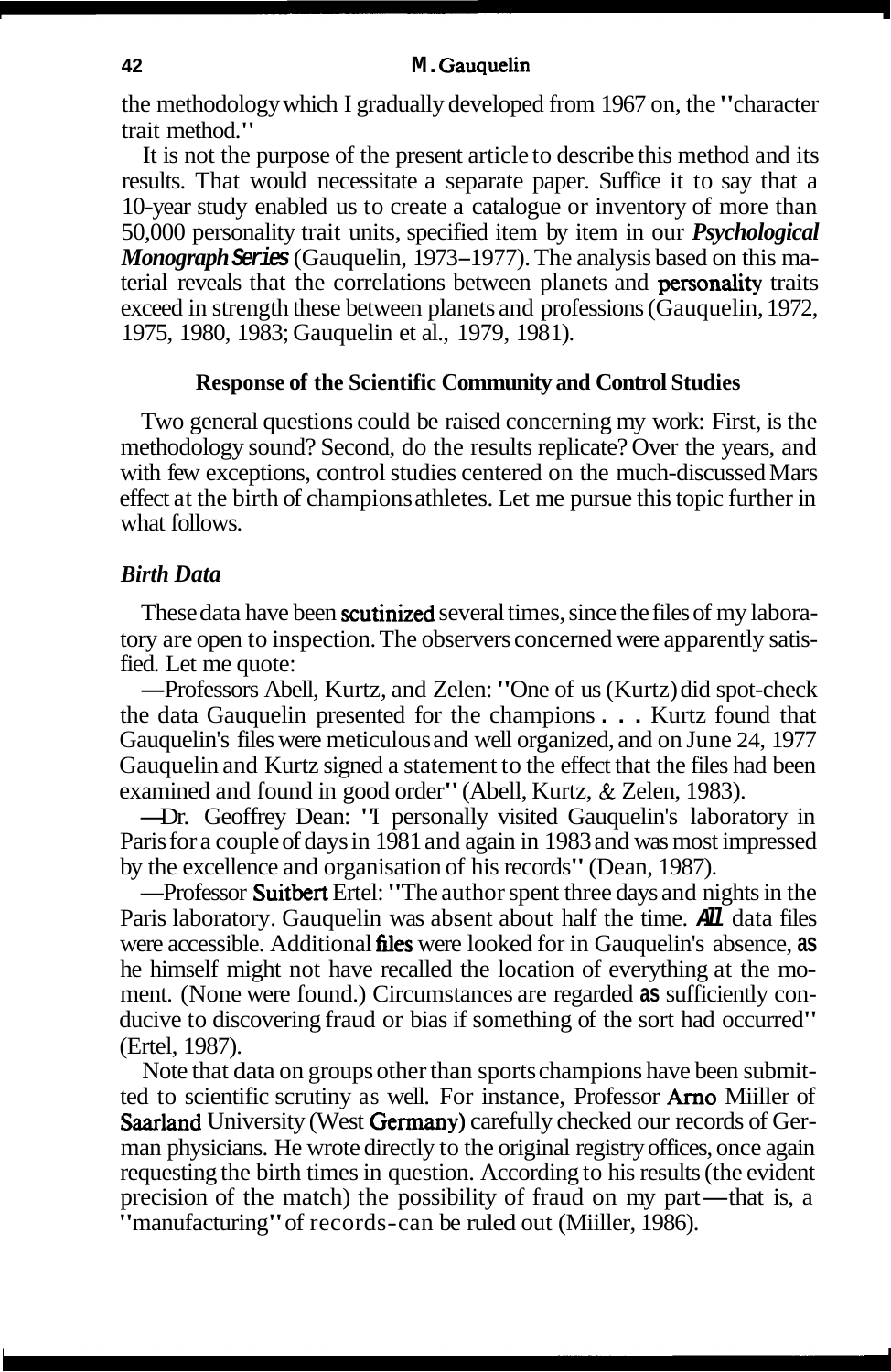the methodology which I gradually developed from 1967 on, the "character trait method."

It is not the purpose of the present article to describe this method and its results. That would necessitate a separate paper. Suffice it to say that a 10-year study enabled us to create a catalogue or inventory of more than 50,000 personality trait units, specified item by item in our ***Psychological Monograph Series*** (Gauquelin, 1973–1977). The analysis based on this material reveals that the correlations between planets and personality traits exceed in strength these between planets and professions (Gauquelin, 1972, 1975, 1980, 1983; Gauquelin et al., 1979, 1981).

### Response of the Scientific Community and Control Studies

Two general questions could be raised concerning my work: First, is the methodology sound? Second, do the results replicate? Over the years, and with few exceptions, control studies centered on the much-discussed Mars effect at the birth of champions athletes. Let me pursue this topic further in what follows.

#### *Birth Data*

These data have been scutinized several times, since the files of my laboratory are open to inspection. The observers concerned were apparently satisfied. Let me quote:

—Professors Abell, Kurtz, and Zelen: "One of us (Kurtz) did spot-check the data Gauquelin presented for the champions . . . Kurtz found that Gauquelin's files were meticulous and well organized, and on June 24, 1977 Gauquelin and Kurtz signed a statement to the effect that the files had been examined and found in good order" (Abell, Kurtz, & Zelen, 1983).

—Dr. Geoffrey Dean: "I personally visited Gauquelin's laboratory in Paris for a couple of days in 1981 and again in 1983 and was most impressed by the excellence and organisation of his records" (Dean, 1987).

—Professor Suitbert Ertel: "The author spent three days and nights in the Paris laboratory. Gauquelin was absent about half the time. *All* data files were accessible. Additional files were looked for in Gauquelin's absence, as he himself might not have recalled the location of everything at the moment. (None were found.) Circumstances are regarded as sufficiently conducive to discovering fraud or bias if something of the sort had occurred" (Ertel, 1987).

Note that data on groups other than sports champions have been submitted to scientific scrutiny as well. For instance, Professor Arno Miiller of Saarland University (West Germany) carefully checked our records of German physicians. He wrote directly to the original registry offices, once again requesting the birth times in question. According to his results (the evident precision of the match) the possibility of fraud on my part—that is, a "manufacturing" of records-can be ruled out (Miiller, 1986).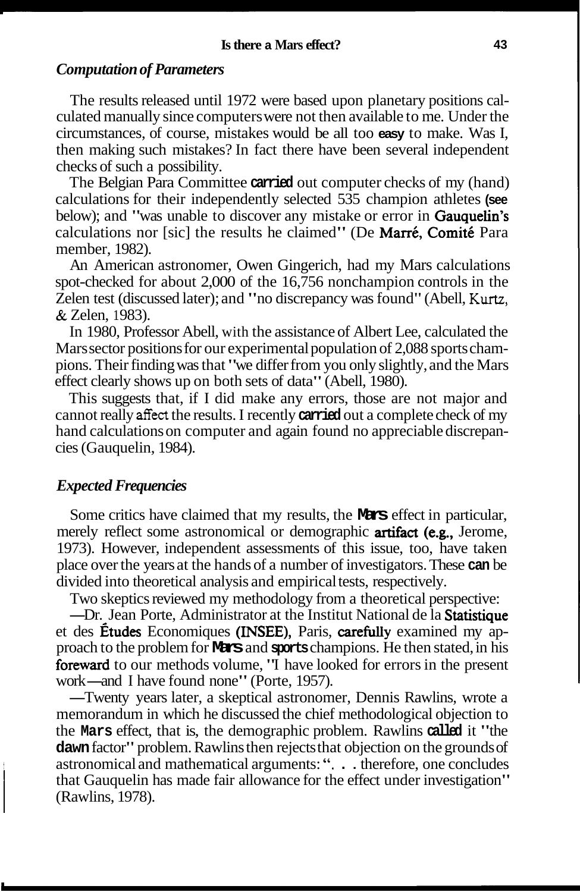### *Computation of Parameters*

The results released until 1972 were based upon planetary positions calculated manually since computers were not then available to me. Under the circumstances, of course, mistakes would be all too easy to make. Was I, then making such mistakes? In fact there have been several independent checks of such a possibility.

The Belgian Para Committee carried out computer checks of my (hand) calculations for their independently selected 535 champion athletes (see below); and "was unable to discover any mistake or error in Gauquelin's calculations nor [sic] the results he claimed" (De Marré, Comité Para member, 1982).

An American astronomer, Owen Gingerich, had my Mars calculations spot-checked for about 2,000 of the 16,756 nonchampion controls in the Zelen test (discussed later); and "no discrepancy was found" (Abell, Kurtz, & Zelen, 1983).

In 1980, Professor Abell, with the assistance of Albert Lee, calculated the Mars sector positions for our experimental population of 2,088 sports champions. Their finding was that "we differ from you only slightly, and the Mars effect clearly shows up on both sets of data" (Abell, 1980).

This suggests that, if I did make any errors, those are not major and cannot really affect the results. I recently carried out a complete check of my hand calculations on computer and again found no appreciable discrepancies (Gauquelin, 1984).

### *Expected Frequencies*

Some critics have claimed that my results, the Mars effect in particular, merely reflect some astronomical or demographic artifact (e.g., Jerome, 1973). However, independent assessments of this issue, too, have taken place over the years at the hands of a number of investigators. These can be divided into theoretical analysis and empirical tests, respectively.

Two skeptics reviewed my methodology from a theoretical perspective:

—Dr. Jean Porte, Administrator at the Institut National de la Statistique et des Études Economiques (INSEE), Paris, carefully examined my approach to the problem for Mars and sports champions. He then stated, in his foreward to our methods volume, "I have looked for errors in the present work—and I have found none" (Porte, 1957).

—Twenty years later, a skeptical astronomer, Dennis Rawlins, wrote a memorandum in which he discussed the chief methodological objection to the Mars effect, that is, the demographic problem. Rawlins called it "the dawn factor" problem. Rawlins then rejects that objection on the grounds of astronomical and mathematical arguments: ". . . therefore, one concludes that Gauquelin has made fair allowance for the effect under investigation" (Rawlins, 1978).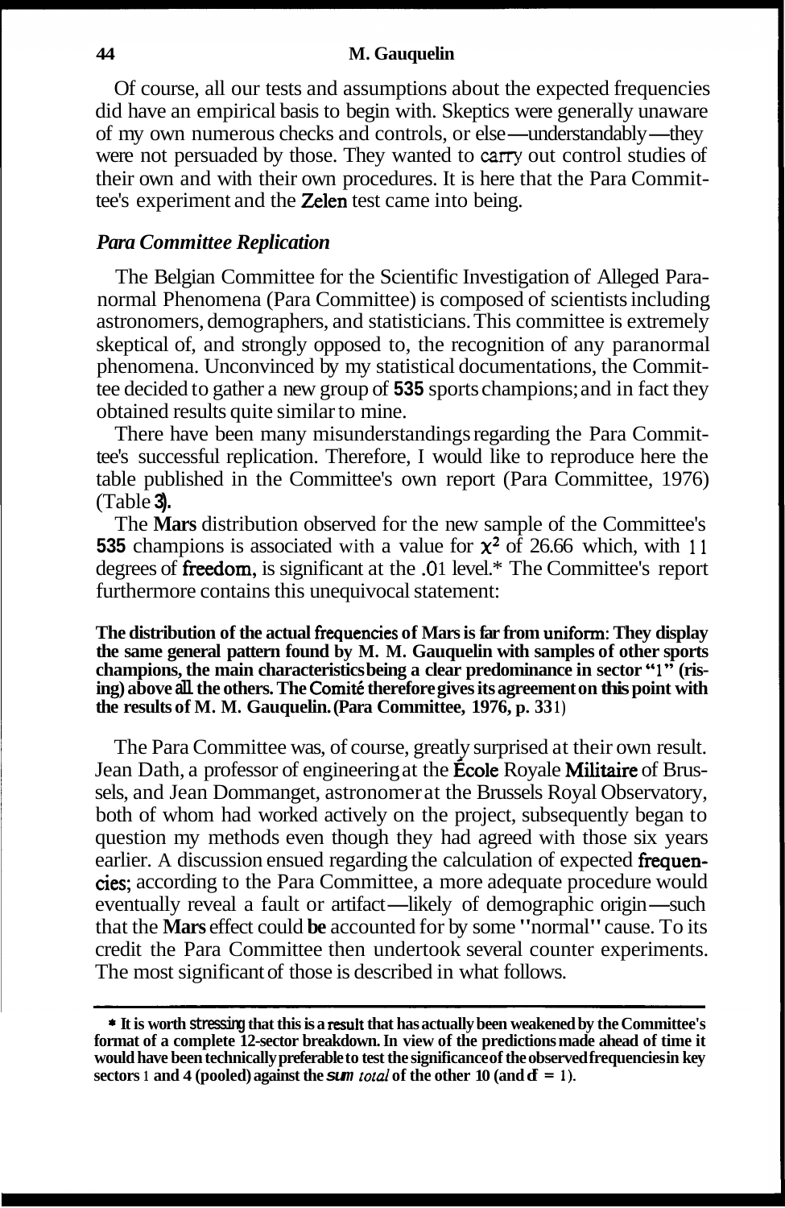Of course, all our tests and assumptions about the expected frequencies did have an empirical basis to begin with. Skeptics were generally unaware of my own numerous checks and controls, or else—understandably—they were not persuaded by those. They wanted to carry out control studies of their own and with their own procedures. It is here that the Para Committee's experiment and the Zelen test came into being.

### *Para Committee Replication*

The Belgian Committee for the Scientific Investigation of Alleged Paranormal Phenomena (Para Committee) is composed of scientists including astronomers, demographers, and statisticians. This committee is extremely skeptical of, and strongly opposed to, the recognition of any paranormal phenomena. Unconvinced by my statistical documentations, the Committee decided to gather a new group of **535** sports champions; and in fact they obtained results quite similar to mine.

There have been many misunderstandings regarding the Para Committee's successful replication. Therefore, I would like to reproduce here the table published in the Committee's own report (Para Committee, 1976) (Table **3**).

The **Mars** distribution observed for the new sample of the Committee's **535** champions is associated with a value for $\chi^2$ of 26.66 which, with 11 degrees of freedom, is significant at the .01 level.* The Committee's report furthermore contains this unequivocal statement:

**The distribution of the actual frequencies of Mars is far from uniform: They display the same general pattern found by M. M. Gauquelin with samples of other sports champions, the main characteristics being a clear predominance in sector "1" (rising) above all the others. The Comité therefore gives its agreement on this point with the results of M. M. Gauquelin. (Para Committee, 1976, p. 331)**

The Para Committee was, of course, greatly surprised at their own result. Jean Dath, a professor of engineering at the École Royale Militaire of Brussels, and Jean Dommanget, astronomer at the Brussels Royal Observatory, both of whom had worked actively on the project, subsequently began to question my methods even though they had agreed with those six years earlier. A discussion ensued regarding the calculation of expected frequencies; according to the Para Committee, a more adequate procedure would eventually reveal a fault or artifact—likely of demographic origin—such that the **Mars** effect could **be** accounted for by some "normal" cause. To its credit the Para Committee then undertook several counter experiments. The most significant of those is described in what follows.

---

**\* It is worth stressing that this is a result that has actually been weakened by the Committee's format of a complete 12-sector breakdown. In view of the predictions made ahead of time it would have been technically preferable to test the significance of the observed frequencies in key sectors 1 and 4 (pooled) against the *sum total* of the other 10 (and df = 1).**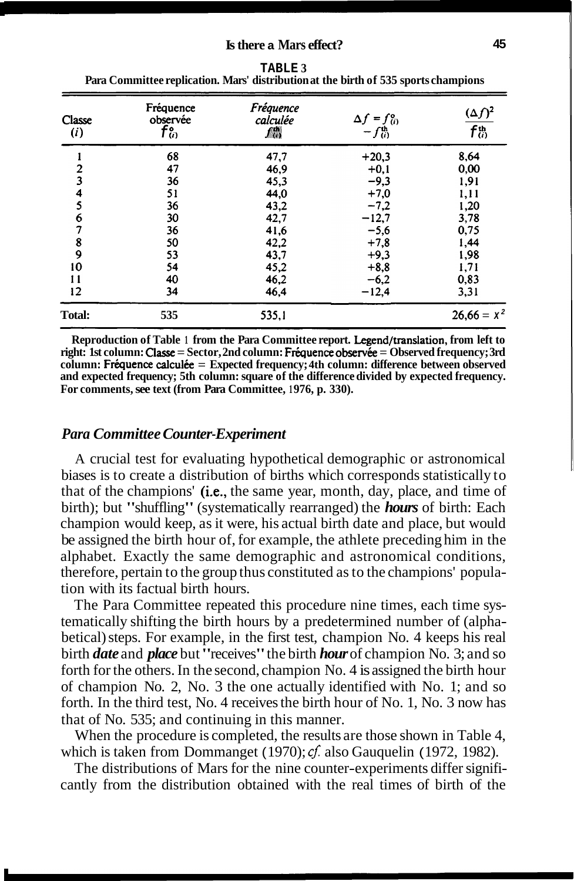**TABLE 3**

**Para Committee replication. Mars' distribution at the birth of 535 sports champions**

| Classe ($i$) | Fréquence observée $f^{o}_{(i)}$ | *Fréquence calculée* $f^{th}_{(i)}$ | $\Delta f = f^{o}_{(i)} - f^{th}_{(i)}$ | $\frac{(\Delta f)^2}{f^{th}_{(i)}}$ |
|---|---|---|---|---|
| 1 | 68 | 47,7 | +20,3 | 8,64 |
| 2 | 47 | 46,9 | +0,1 | 0,00 |
| 3 | 36 | 45,3 | −9,3 | 1,91 |
| 4 | 51 | 44,0 | +7,0 | 1,11 |
| 5 | 36 | 43,2 | −7,2 | 1,20 |
| 6 | 30 | 42,7 | −12,7 | 3,78 |
| 7 | 36 | 41,6 | −5,6 | 0,75 |
| 8 | 50 | 42,2 | +7,8 | 1,44 |
| 9 | 53 | 43,7 | +9,3 | 1,98 |
| 10 | 54 | 45,2 | +8,8 | 1,71 |
| 11 | 40 | 46,2 | −6,2 | 0,83 |
| 12 | 34 | 46,4 | −12,4 | 3,31 |
| **Total:** | 535 | 535,1 | | $26,66 = \chi^2$ |

**Reproduction of Table 1 from the Para Committee report. Legend/translation, from left to right: 1st column: Classe = Sector, 2nd column: Fréquence observée = Observed frequency; 3rd column: Fréquence calculée = Expected frequency; 4th column: difference between observed and expected frequency; 5th column: square of the difference divided by expected frequency. For comments, see text (from Para Committee, 1976, p. 330).**

### *Para Committee Counter-Experiment*

A crucial test for evaluating hypothetical demographic or astronomical biases is to create a distribution of births which corresponds statistically to that of the champions' (i.e., the same year, month, day, place, and time of birth); but "shuffling" (systematically rearranged) the ***hours*** of birth: Each champion would keep, as it were, his actual birth date and place, but would be assigned the birth hour of, for example, the athlete preceding him in the alphabet. Exactly the same demographic and astronomical conditions, therefore, pertain to the group thus constituted as to the champions' population with its factual birth hours.

The Para Committee repeated this procedure nine times, each time systematically shifting the birth hours by a predetermined number of (alphabetical) steps. For example, in the first test, champion No. 4 keeps his real birth ***date*** and ***place*** but "receives" the birth ***hour*** of champion No. 3; and so forth for the others. In the second, champion No. 4 is assigned the birth hour of champion No. 2, No. 3 the one actually identified with No. 1; and so forth. In the third test, No. 4 receives the birth hour of No. 1, No. 3 now has that of No. 535; and continuing in this manner.

When the procedure is completed, the results are those shown in Table 4, which is taken from Dommanget (1970); *cf.* also Gauquelin (1972, 1982).

The distributions of Mars for the nine counter-experiments differ significantly from the distribution obtained with the real times of birth of the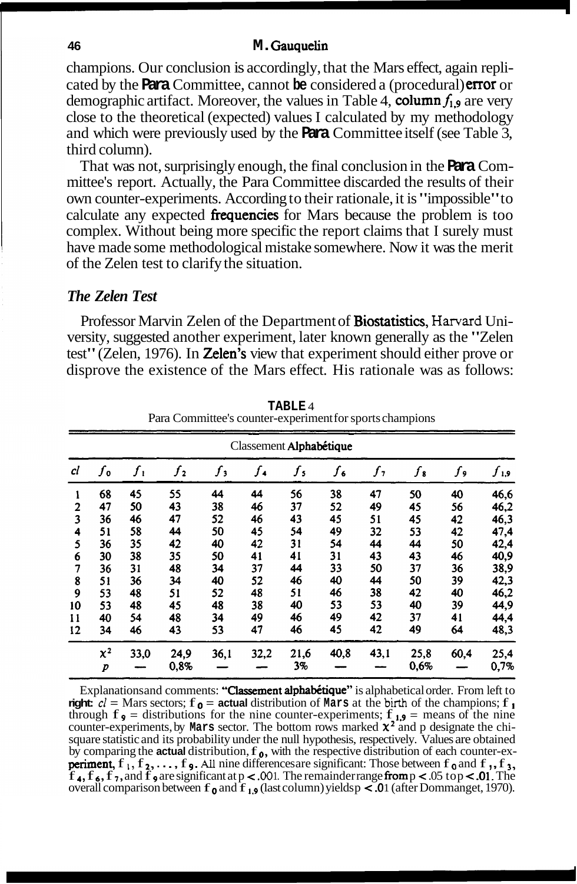champions. Our conclusion is accordingly, that the Mars effect, again replicated by the Para Committee, cannot be considered a (procedural) error or demographic artifact. Moreover, the values in Table 4, column $f_{1,9}$ are very close to the theoretical (expected) values I calculated by my methodology and which were previously used by the Para Committee itself (see Table 3, third column).

That was not, surprisingly enough, the final conclusion in the Para Committee's report. Actually, the Para Committee discarded the results of their own counter-experiments. According to their rationale, it is "impossible" to calculate any expected frequencies for Mars because the problem is too complex. Without being more specific the report claims that I surely must have made some methodological mistake somewhere. Now it was the merit of the Zelen test to clarify the situation.

### *The Zelen Test*

Professor Marvin Zelen of the Department of Biostatistics, Harvard University, suggested another experiment, later known generally as the "Zelen test" (Zelen, 1976). In Zelen's view that experiment should either prove or disprove the existence of the Mars effect. His rationale was as follows:

**TABLE 4**
Para Committee's counter-experiment for sports champions

| Classement Alphabétique | | | | | | | | | | | |
|---|---|---|---|---|---|---|---|---|---|---|---|
| *cl* | $f_0$ | $f_1$ | $f_2$ | $f_3$ | $f_4$ | $f_5$ | $f_6$ | $f_7$ | $f_8$ | $f_9$ | $f_{1,9}$ |
| 1 | 68 | 45 | 55 | 44 | 44 | 56 | 38 | 47 | 50 | 40 | 46,6 |
| 2 | 47 | 50 | 43 | 38 | 46 | 37 | 52 | 49 | 45 | 56 | 46,2 |
| 3 | 36 | 46 | 47 | 52 | 46 | 43 | 45 | 51 | 45 | 42 | 46,3 |
| 4 | 51 | 58 | 44 | 50 | 45 | 54 | 49 | 32 | 53 | 42 | 47,4 |
| 5 | 36 | 35 | 42 | 40 | 42 | 31 | 54 | 44 | 44 | 50 | 42,4 |
| 6 | 30 | 38 | 35 | 50 | 41 | 41 | 31 | 43 | 43 | 46 | 40,9 |
| 7 | 36 | 31 | 48 | 34 | 37 | 44 | 33 | 50 | 37 | 36 | 38,9 |
| 8 | 51 | 36 | 34 | 40 | 52 | 46 | 40 | 44 | 50 | 39 | 42,3 |
| 9 | 53 | 48 | 51 | 52 | 48 | 51 | 46 | 38 | 42 | 40 | 46,2 |
| 10 | 53 | 48 | 45 | 48 | 38 | 40 | 53 | 53 | 40 | 39 | 44,9 |
| 11 | 40 | 54 | 48 | 34 | 49 | 46 | 49 | 42 | 37 | 41 | 44,4 |
| 12 | 34 | 46 | 43 | 53 | 47 | 46 | 45 | 42 | 49 | 64 | 48,3 |
| | $\chi^2$ | 33,0 | 24,9 | 36,1 | 32,2 | 21,6 | 40,8 | 43,1 | 25,8 | 60,4 | 25,4 |
| | $p$ | — | 0,8% | — | — | 3% | — | — | 0,6% | — | 0,7% |

Explanations and comments: "Classement alphabétique" is alphabetical order. From left to right: $cl$ = Mars sectors; $f_0$ = actual distribution of Mars at the birth of the champions; $f_1$ through $f_9$ = distributions for the nine counter-experiments; $f_{1,9}$ = means of the nine counter-experiments, by Mars sector. The bottom rows marked $\chi^2$ and p designate the chi-square statistic and its probability under the null hypothesis, respectively. Values are obtained by comparing the actual distribution, $f_0$, with the respective distribution of each counter-experiment, $f_1, f_2, \ldots, f_9$. All nine differences are significant: Those between $f_0$ and $f_1$, $f_3$, $f_4$, $f_6$, $f_7$, and $f_9$ are significant at $p < .001$. The remainder range from $p < .05$ to $p < .01$. The overall comparison between $f_0$ and $f_{1,9}$ (last column) yields $p < .01$ (after Dommanget, 1970).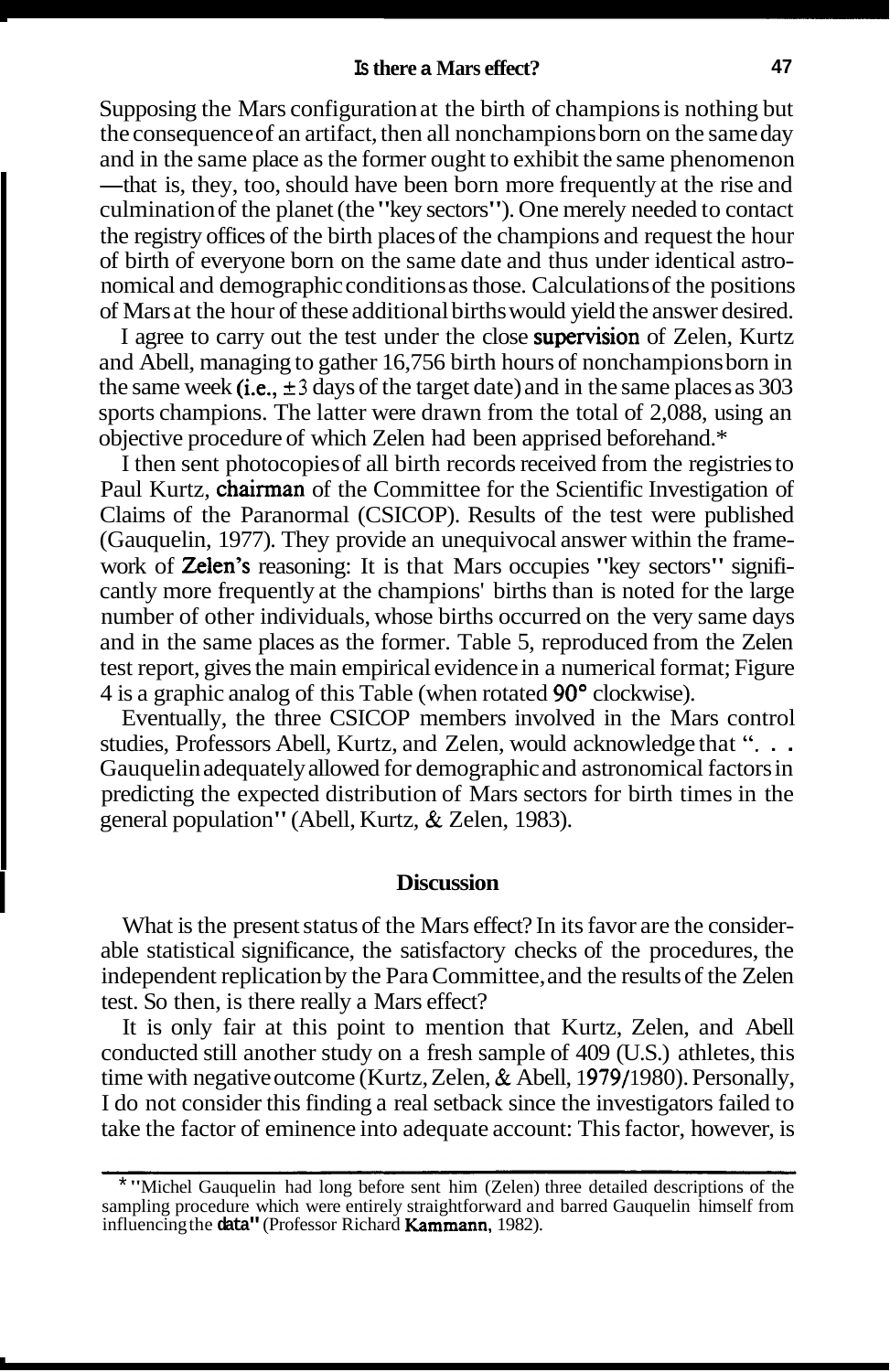Supposing the Mars configuration at the birth of champions is nothing but the consequence of an artifact, then all nonchampions born on the same day and in the same place as the former ought to exhibit the same phenomenon —that is, they, too, should have been born more frequently at the rise and culmination of the planet (the "key sectors"). One merely needed to contact the registry offices of the birth places of the champions and request the hour of birth of everyone born on the same date and thus under identical astronomical and demographic conditions as those. Calculations of the positions of Mars at the hour of these additional births would yield the answer desired.

I agree to carry out the test under the close supervision of Zelen, Kurtz and Abell, managing to gather 16,756 birth hours of nonchampions born in the same week (i.e., $\pm 3$ days of the target date) and in the same places as 303 sports champions. The latter were drawn from the total of 2,088, using an objective procedure of which Zelen had been apprised beforehand.*

I then sent photocopies of all birth records received from the registries to Paul Kurtz, chairman of the Committee for the Scientific Investigation of Claims of the Paranormal (CSICOP). Results of the test were published (Gauquelin, 1977). They provide an unequivocal answer within the framework of Zelen's reasoning: It is that Mars occupies "key sectors" significantly more frequently at the champions' births than is noted for the large number of other individuals, whose births occurred on the very same days and in the same places as the former. Table 5, reproduced from the Zelen test report, gives the main empirical evidence in a numerical format; Figure 4 is a graphic analog of this Table (when rotated 90° clockwise).

Eventually, the three CSICOP members involved in the Mars control studies, Professors Abell, Kurtz, and Zelen, would acknowledge that ". . . Gauquelin adequately allowed for demographic and astronomical factors in predicting the expected distribution of Mars sectors for birth times in the general population" (Abell, Kurtz, & Zelen, 1983).

## Discussion

What is the present status of the Mars effect? In its favor are the considerable statistical significance, the satisfactory checks of the procedures, the independent replication by the Para Committee, and the results of the Zelen test. So then, is there really a Mars effect?

It is only fair at this point to mention that Kurtz, Zelen, and Abell conducted still another study on a fresh sample of 409 (U.S.) athletes, this time with negative outcome (Kurtz, Zelen, & Abell, 1979/1980). Personally, I do not consider this finding a real setback since the investigators failed to take the factor of eminence into adequate account: This factor, however, is

* "Michel Gauquelin had long before sent him (Zelen) three detailed descriptions of the sampling procedure which were entirely straightforward and barred Gauquelin himself from influencing the data" (Professor Richard Kammann, 1982).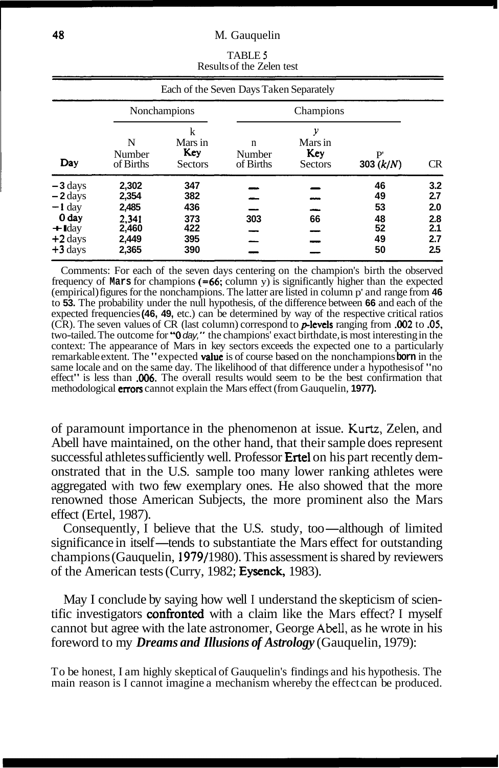TABLE 5
Results of the Zelen test

| Each of the Seven Days Taken Separately | | | | | | |
|---|---|---|---|---|---|---|
| | Nonchampions | | Champions | | | |
| Day | N Number of Births | k Mars in Key Sectors | n Number of Births | y Mars in Key Sectors | P' 303 $(k/N)$ | CR |
| −3 days | 2,302 | 347 | — | — | 46 | 3.2 |
| −2 days | 2,354 | 382 | — | — | 49 | 2.7 |
| −1 day | 2,485 | 436 | — | — | 53 | 2.0 |
| 0 day | 2,341 | 373 | 303 | 66 | 48 | 2.8 |
| +1 day | 2,460 | 422 | — | — | 52 | 2.1 |
| +2 days | 2,449 | 395 | — | — | 49 | 2.7 |
| +3 days | 2,365 | 390 | — | — | 50 | 2.5 |

Comments: For each of the seven days centering on the champion's birth the observed frequency of Mars for champions (=66; column y) is significantly higher than the expected (empirical) figures for the nonchampions. The latter are listed in column p' and range from 46 to 53. The probability under the null hypothesis, of the difference between 66 and each of the expected frequencies (46, 49, etc.) can be determined by way of the respective critical ratios (CR). The seven values of CR (last column) correspond to *p*-levels ranging from .002 to .05, two-tailed. The outcome for "0 *day,*" the champions' exact birthdate, is most interesting in the context: The appearance of Mars in key sectors exceeds the expected one to a particularly remarkable extent. The "expected value is of course based on the nonchampions born in the same locale and on the same day. The likelihood of that difference under a hypothesis of "no effect" is less than .006. The overall results would seem to be the best confirmation that methodological errors cannot explain the Mars effect (from Gauquelin, 1977).

of paramount importance in the phenomenon at issue. Kurtz, Zelen, and Abell have maintained, on the other hand, that their sample does represent successful athletes sufficiently well. Professor Ertel on his part recently demonstrated that in the U.S. sample too many lower ranking athletes were aggregated with two few exemplary ones. He also showed that the more renowned those American Subjects, the more prominent also the Mars effect (Ertel, 1987).

Consequently, I believe that the U.S. study, too—although of limited significance in itself—tends to substantiate the Mars effect for outstanding champions (Gauquelin, 1979/1980). This assessment is shared by reviewers of the American tests (Curry, 1982; Eysenck, 1983).

May I conclude by saying how well I understand the skepticism of scientific investigators confronted with a claim like the Mars effect? I myself cannot but agree with the late astronomer, George Abell, as he wrote in his foreword to my ***Dreams and Illusions of Astrology*** (Gauquelin, 1979):

To be honest, I am highly skeptical of Gauquelin's findings and his hypothesis. The main reason is I cannot imagine a mechanism whereby the effect can be produced.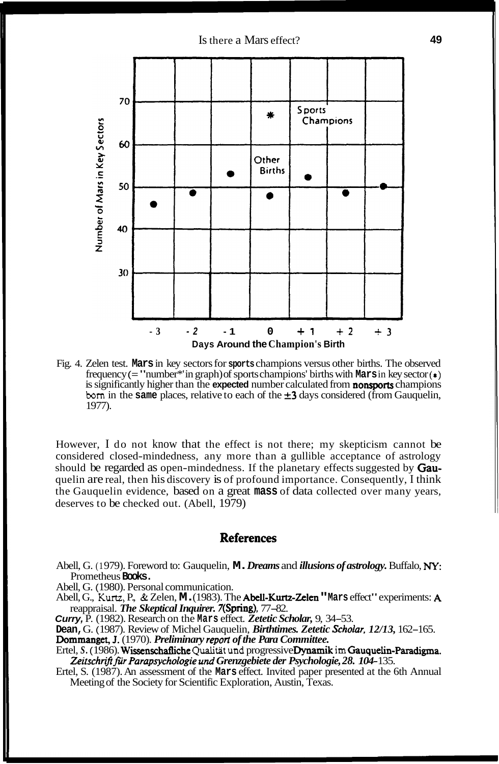Fig. 4. Zelen test. Mars in key sectors for sports champions versus other births. The observed frequency (= "number*" in graph) of sports champions' births with Mars in key sector (*) is significantly higher than the expected number calculated from nonsports champions born in the same places, relative to each of the ±3 days considered (from Gauquelin, 1977).

However, I do not know that the effect is not there; my skepticism cannot be considered closed-mindedness, any more than a gullible acceptance of astrology should be regarded as open-mindedness. If the planetary effects suggested by Gauquelin are real, then his discovery is of profound importance. Consequently, I think the Gauquelin evidence, based on a great mass of data collected over many years, deserves to be checked out. (Abell, 1979)

## References

Abell, G. (1979). Foreword to: Gauquelin, M. *Dreams* and *illusions of astrology.* Buffalo, NY: Prometheus Books.

Abell, G. (1980). Personal communication.

Abell, G., Kurtz, P., & Zelen, M. (1983). The Abell-Kurtz-Zelen "Mars effect" experiments: A reappraisal. *The Skeptical Inquirer. 7*(Spring), 77–82.

Curry, P. (1982). Research on the Mars effect. *Zetetic Scholar,* 9, 34–53.

Dean, G. (1987). Review of Michel Gauquelin, *Birthtimes. Zetetic Scholar, 12/13,* 162–165.

Dommanget, J. (1970). *Preliminary report of the Para Committee.*

Ertel, S. (1986). Wissenschafliche Qualität und progressive Dynamik im Gauquelin-Paradigma. *Zeitschrift für Parapsychologie und Grenzgebiete der Psychologie, 28. 104*–135.

Ertel, S. (1987). An assessment of the Mars effect. Invited paper presented at the 6th Annual Meeting of the Society for Scientific Exploration, Austin, Texas.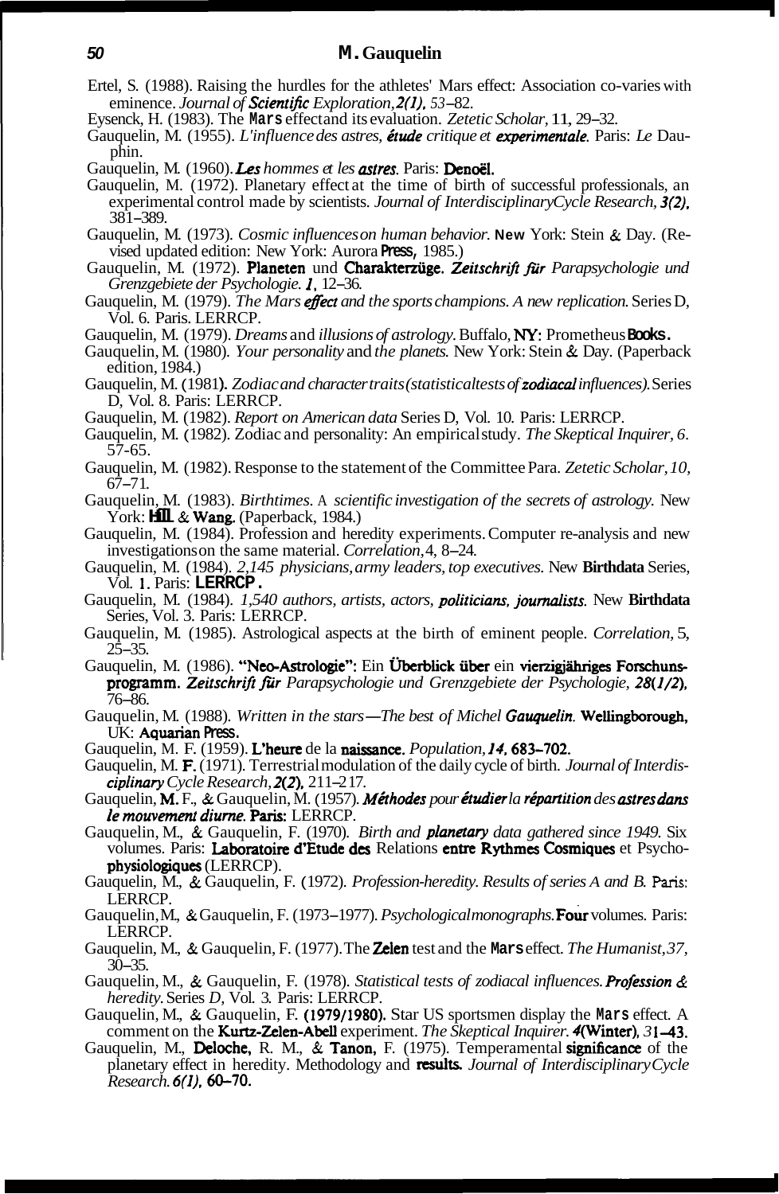Ertel, S. (1988). Raising the hurdles for the athletes' Mars effect: Association co-varies with eminence. *Journal of Scientific Exploration, 2(1),* 53–82.

Eysenck, H. (1983). The Mars effect and its evaluation. *Zetetic Scholar,* 11, 29–32.

Gauquelin, M. (1955). *L'influence des astres, étude critique et experimentale.* Paris: *Le* Dauphin.

Gauquelin, M. (1960). *Les hommes et les astres.* Paris: Denoël.

Gauquelin, M. (1972). Planetary effect at the time of birth of successful professionals, an experimental control made by scientists. *Journal of Interdisciplinary Cycle Research, 3(2),* 381–389.

Gauquelin, M. (1973). *Cosmic influences on human behavior.* New York: Stein & Day. (Revised updated edition: New York: Aurora Press, 1985.)

Gauquelin, M. (1972). Planeten und Charakterzüge. *Zeitschrift für Parapsychologie und Grenzgebiete der Psychologie. 1,* 12–36.

Gauquelin, M. (1979). *The Mars effect and the sports champions. A new replication.* Series D, Vol. 6. Paris. LERRCP.

Gauquelin, M. (1979). *Dreams* and *illusions of astrology.* Buffalo, NY: Prometheus Books.

Gauquelin, M. (1980). *Your personality* and *the planets.* New York: Stein & Day. (Paperback edition, 1984.)

Gauquelin, M. (1981). *Zodiac and character traits (statistical tests of zodiacal influences).* Series D, Vol. 8. Paris: LERRCP.

Gauquelin, M. (1982). *Report on American data* Series D, Vol. 10. Paris: LERRCP.

Gauquelin, M. (1982). Zodiac and personality: An empirical study. *The Skeptical Inquirer, 6.* 57-65.

Gauquelin, M. (1982). Response to the statement of the Committee Para. *Zetetic Scholar, 10,* 67–71.

Gauquelin, M. (1983). *Birthtimes.* A *scientific investigation of the secrets of astrology.* New York: Hill & Wang. (Paperback, 1984.)

Gauquelin, M. (1984). Profession and heredity experiments. Computer re-analysis and new investigations on the same material. *Correlation,* 4, 8–24.

Gauquelin, M. (1984). *2,145 physicians, army leaders, top executives.* New **Birthdata** Series, Vol. 1. Paris: **LERRCP.**

Gauquelin, M. (1984). *1,540 authors, artists, actors, politicians, journalists.* New **Birthdata** Series, Vol. 3. Paris: LERRCP.

Gauquelin, M. (1985). Astrological aspects at the birth of eminent people. *Correlation,* 5, 25–35.

Gauquelin, M. (1986). "Neo-Astrologie": Ein Überblick über ein vierzigjähriges Forschunsprogramm. *Zeitschrift für Parapsychologie und Grenzgebiete der Psychologie, 28(1/2),* 76–86.

Gauquelin, M. (1988). *Written in the stars—The best of Michel Gauquelin.* Wellingborough, UK: Aquarian Press.

Gauquelin, M. F. (1959). L'heure de la naissance. *Population, 14,* 683–702.

Gauquelin, M. F. (1971). Terrestrial modulation of the daily cycle of birth. *Journal of Interdisciplinary Cycle Research, 2(2),* 211–217.

Gauquelin, M. F., & Gauquelin, M. (1957). *Méthodes pour étudier la répartition des astres dans le mouvement diurne.* Paris: LERRCP.

Gauquelin, M., & Gauquelin, F. (1970). *Birth and planetary data gathered since 1949.* Six volumes. Paris: Laboratoire d'Etude des Relations entre Rythmes Cosmiques et Psychophysiologiques (LERRCP).

Gauquelin, M., & Gauquelin, F. (1972). *Profession-heredity. Results of series A and B.* Paris: LERRCP.

Gauquelin, M., & Gauquelin, F. (1973–1977). *Psychological monographs.* Four volumes. Paris: LERRCP.

Gauquelin, M., & Gauquelin, F. (1977). The Zelen test and the Mars effect. *The Humanist, 37,* 30–35.

Gauquelin, M., & Gauquelin, F. (1978). *Statistical tests of zodiacal influences. Profession & heredity.* Series *D,* Vol. 3. Paris: LERRCP.

Gauquelin, M., & Gauquelin, F. (1979/1980). Star US sportsmen display the Mars effect. A comment on the Kurtz-Zelen-Abell experiment. *The Skeptical Inquirer. 4*(Winter), *3*1–43.

Gauquelin, M., Deloche, R. M., & Tanon, F. (1975). Temperamental significance of the planetary effect in heredity. Methodology and results. *Journal of Interdisciplinary Cycle Research. 6(1),* 60–70.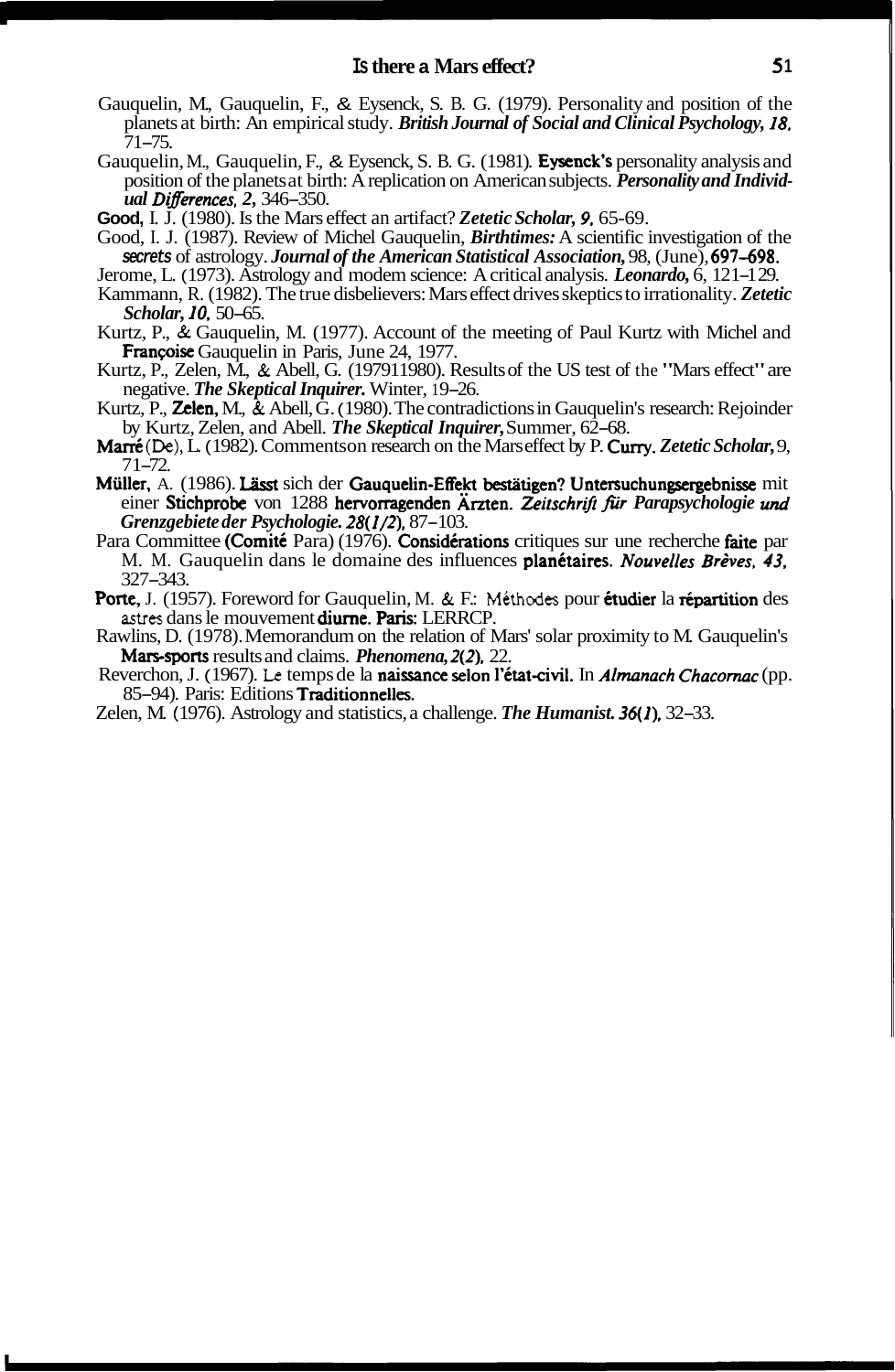Gauquelin, M., Gauquelin, F., & Eysenck, S. B. G. (1979). Personality and position of the planets at birth: An empirical study. ***British Journal of Social and Clinical Psychology, 18,*** 71–75.

Gauquelin, M., Gauquelin, F., & Eysenck, S. B. G. (1981). Eysenck's personality analysis and position of the planets at birth: A replication on American subjects. ***Personality and Individual Differences, 2,*** 346–350.

Good, I. J. (1980). Is the Mars effect an artifact? ***Zetetic Scholar, 9,*** 65-69.

Good, I. J. (1987). Review of Michel Gauquelin, ***Birthtimes:*** A scientific investigation of the secrets of astrology. ***Journal of the American Statistical Association,*** 98, (June), 697–698.

Jerome, L. (1973). Astrology and modem science: A critical analysis. ***Leonardo,*** 6, 121–129.

Kammann, R. (1982). The true disbelievers: Mars effect drives skeptics to irrationality. ***Zetetic Scholar, 10,*** 50–65.

Kurtz, P., & Gauquelin, M. (1977). Account of the meeting of Paul Kurtz with Michel and Françoise Gauquelin in Paris, June 24, 1977.

Kurtz, P., Zelen, M., & Abell, G. (197911980). Results of the US test of the "Mars effect" are negative. ***The Skeptical Inquirer.*** Winter, 19–26.

Kurtz, P., Zelen, M., & Abell, G. (1980). The contradictions in Gauquelin's research: Rejoinder by Kurtz, Zelen, and Abell. ***The Skeptical Inquirer,*** Summer, 62–68.

Marré (De), L. (1982). Comments on research on the Mars effect by P. Curry. ***Zetetic Scholar,*** 9, 71–72.

Müller, A. (1986). Lässt sich der Gauquelin-Effekt bestätigen? Untersuchungsergebnisse mit einer Stichprobe von 1288 hervorragenden Ärzten. ***Zeitschrift für Parapsychologie und Grenzgebiete der Psychologie. 28(1/2),*** 87–103.

Para Committee (Comité Para) (1976). Considérations critiques sur une recherche faite par M. M. Gauquelin dans le domaine des influences planétaires. ***Nouvelles Brèves, 43,*** 327–343.

Porte, J. (1957). Foreword for Gauquelin, M. & F.: Méthodes pour étudier la répartition des astres dans le mouvement diurne. Paris: LERRCP.

Rawlins, D. (1978). Memorandum on the relation of Mars' solar proximity to M. Gauquelin's Mars-sports results and claims. ***Phenomena, 2(2),*** 22.

Reverchon, J. (1967). Le temps de la naissance selon l'état-civil. In *Almanach Chacornac* (pp. 85–94). Paris: Editions Traditionnelles.

Zelen, M. (1976). Astrology and statistics, a challenge. ***The Humanist. 36(1),*** 32–33.